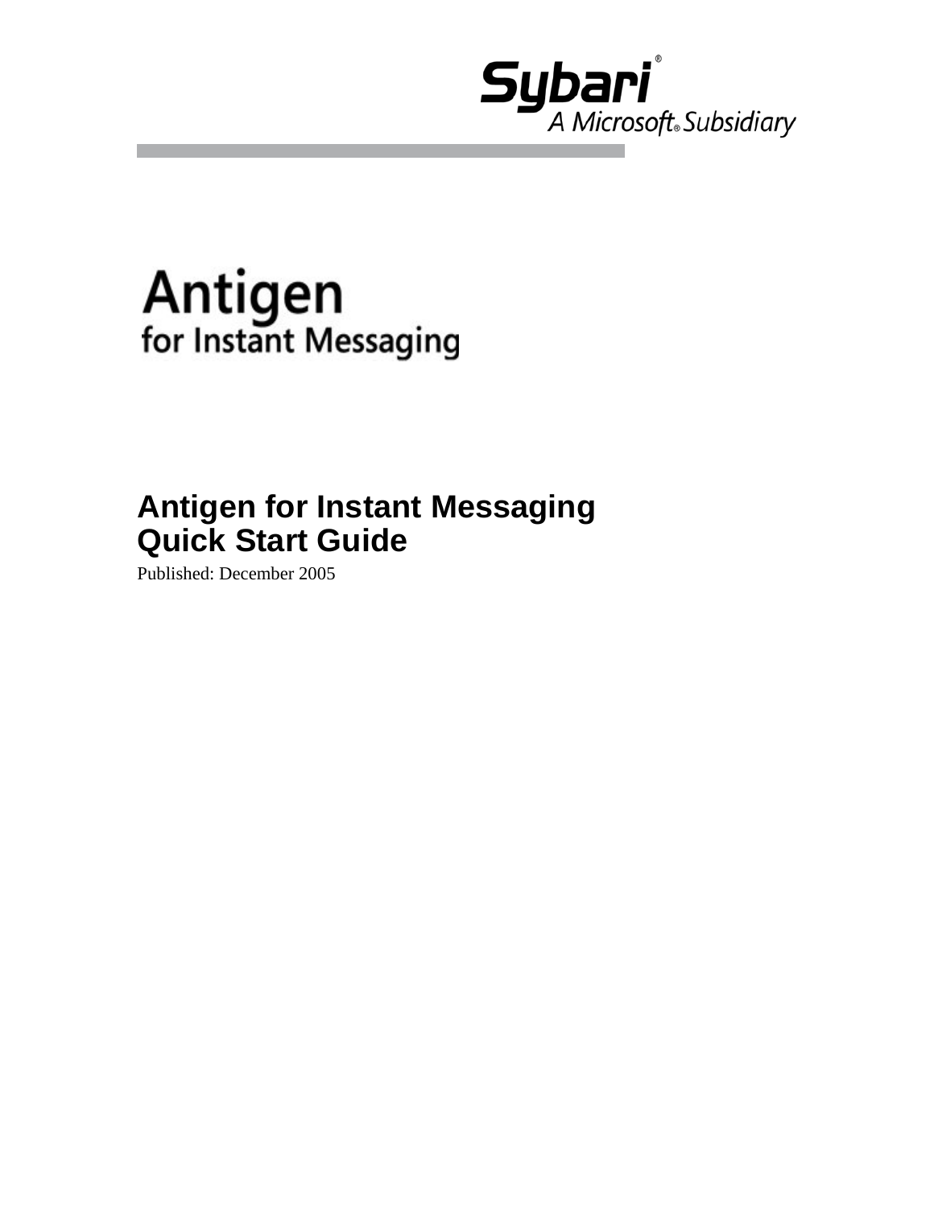Sybari®
A Microsoft® Subsidiary

Antigen
for Instant Messaging

# Antigen for Instant Messaging Quick Start Guide

Published: December 2005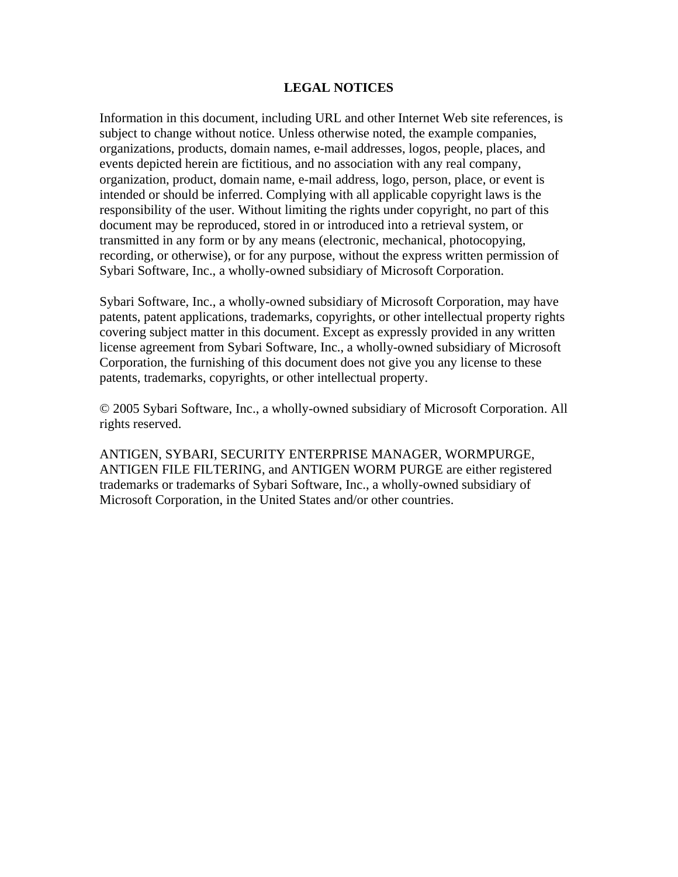# LEGAL NOTICES

Information in this document, including URL and other Internet Web site references, is subject to change without notice. Unless otherwise noted, the example companies, organizations, products, domain names, e-mail addresses, logos, people, places, and events depicted herein are fictitious, and no association with any real company, organization, product, domain name, e-mail address, logo, person, place, or event is intended or should be inferred. Complying with all applicable copyright laws is the responsibility of the user. Without limiting the rights under copyright, no part of this document may be reproduced, stored in or introduced into a retrieval system, or transmitted in any form or by any means (electronic, mechanical, photocopying, recording, or otherwise), or for any purpose, without the express written permission of Sybari Software, Inc., a wholly-owned subsidiary of Microsoft Corporation.

Sybari Software, Inc., a wholly-owned subsidiary of Microsoft Corporation, may have patents, patent applications, trademarks, copyrights, or other intellectual property rights covering subject matter in this document. Except as expressly provided in any written license agreement from Sybari Software, Inc., a wholly-owned subsidiary of Microsoft Corporation, the furnishing of this document does not give you any license to these patents, trademarks, copyrights, or other intellectual property.

© 2005 Sybari Software, Inc., a wholly-owned subsidiary of Microsoft Corporation. All rights reserved.

ANTIGEN, SYBARI, SECURITY ENTERPRISE MANAGER, WORMPURGE, ANTIGEN FILE FILTERING, and ANTIGEN WORM PURGE are either registered trademarks or trademarks of Sybari Software, Inc., a wholly-owned subsidiary of Microsoft Corporation, in the United States and/or other countries.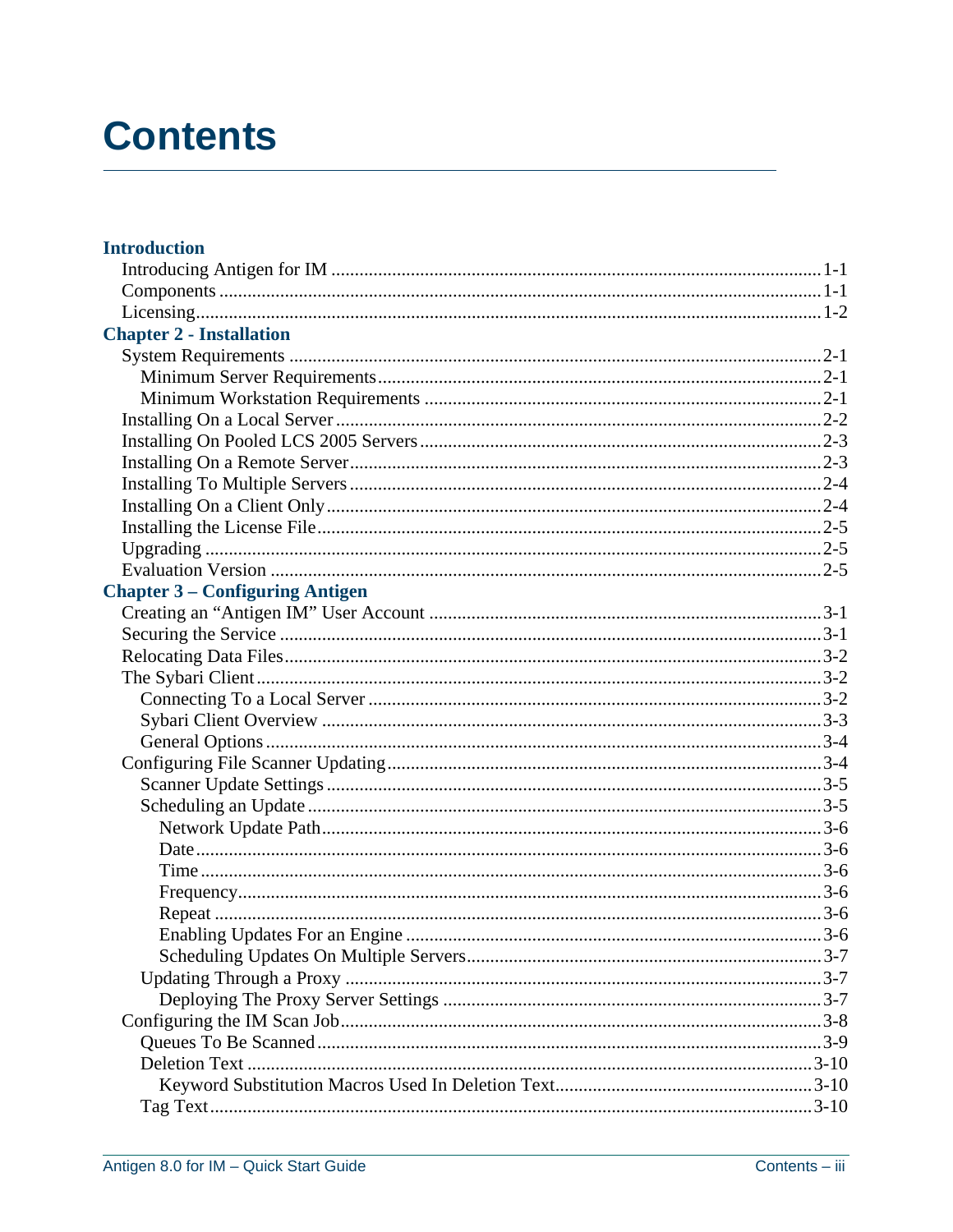# Contents

**Introduction**

- Introducing Antigen for IM ........................................................ 1-1
- Components ........................................................ 1-1
- Licensing ........................................................ 1-2

**Chapter 2 - Installation**

- System Requirements ........................................................ 2-1
  - Minimum Server Requirements ........................................................ 2-1
  - Minimum Workstation Requirements ........................................................ 2-1
- Installing On a Local Server ........................................................ 2-2
- Installing On Pooled LCS 2005 Servers ........................................................ 2-3
- Installing On a Remote Server ........................................................ 2-3
- Installing To Multiple Servers ........................................................ 2-4
- Installing On a Client Only ........................................................ 2-4
- Installing the License File ........................................................ 2-5
- Upgrading ........................................................ 2-5
- Evaluation Version ........................................................ 2-5

**Chapter 3 – Configuring Antigen**

- Creating an “Antigen IM” User Account ........................................................ 3-1
- Securing the Service ........................................................ 3-1
- Relocating Data Files ........................................................ 3-2
- The Sybari Client ........................................................ 3-2
  - Connecting To a Local Server ........................................................ 3-2
  - Sybari Client Overview ........................................................ 3-3
  - General Options ........................................................ 3-4
- Configuring File Scanner Updating ........................................................ 3-4
  - Scanner Update Settings ........................................................ 3-5
  - Scheduling an Update ........................................................ 3-5
    - Network Update Path ........................................................ 3-6
    - Date ........................................................ 3-6
    - Time ........................................................ 3-6
    - Frequency ........................................................ 3-6
    - Repeat ........................................................ 3-6
    - Enabling Updates For an Engine ........................................................ 3-6
    - Scheduling Updates On Multiple Servers ........................................................ 3-7
  - Updating Through a Proxy ........................................................ 3-7
    - Deploying The Proxy Server Settings ........................................................ 3-7
- Configuring the IM Scan Job ........................................................ 3-8
  - Queues To Be Scanned ........................................................ 3-9
  - Deletion Text ........................................................ 3-10
    - Keyword Substitution Macros Used In Deletion Text ........................................................ 3-10
  - Tag Text ........................................................ 3-10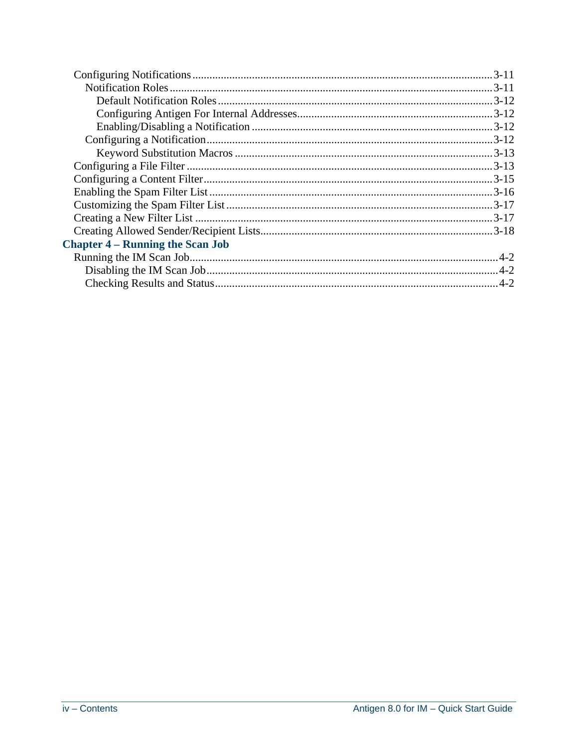- Configuring Notifications ........................................................................................ 3-11
  - Notification Roles ................................................................................................ 3-11
    - Default Notification Roles ................................................................................ 3-12
    - Configuring Antigen For Internal Addresses .................................................... 3-12
    - Enabling/Disabling a Notification .................................................................... 3-12
  - Configuring a Notification .................................................................................... 3-12
    - Keyword Substitution Macros .......................................................................... 3-13
- Configuring a File Filter ........................................................................................... 3-13
- Configuring a Content Filter ..................................................................................... 3-15
- Enabling the Spam Filter List .................................................................................... 3-16
- Customizing the Spam Filter List ............................................................................. 3-17
- Creating a New Filter List ........................................................................................ 3-17
- Creating Allowed Sender/Recipient Lists ................................................................ 3-18

**Chapter 4 – Running the Scan Job**

- Running the IM Scan Job ........................................................................................... 4-2
  - Disabling the IM Scan Job ...................................................................................... 4-2
  - Checking Results and Status ................................................................................... 4-2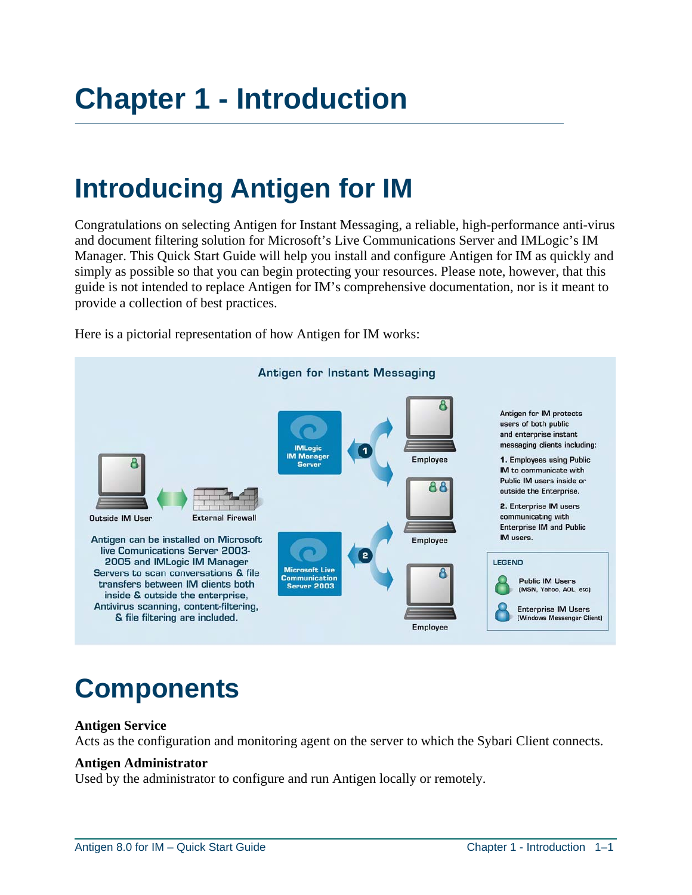# Chapter 1 - Introduction

## Introducing Antigen for IM

Congratulations on selecting Antigen for Instant Messaging, a reliable, high-performance anti-virus and document filtering solution for Microsoft's Live Communications Server and IMLogic's IM Manager. This Quick Start Guide will help you install and configure Antigen for IM as quickly and simply as possible so that you can begin protecting your resources. Please note, however, that this guide is not intended to replace Antigen for IM's comprehensive documentation, nor is it meant to provide a collection of best practices.

Here is a pictorial representation of how Antigen for IM works:

Antigen for Instant Messaging

Outside IM User

External Firewall

IMLogic IM Manager Server

Microsoft Live Communication Server 2003

Employee

Employee

Employee

Antigen can be installed on Microsoft live Comunications Server 2003-2005 and IMLogic IM Manager Servers to scan conversations & file transfers between IM clients both inside & outside the enterprise, Antivirus scanning, content-filtering, & file filtering are included.

Antigen for IM protects users of both public and enterprise instant messaging clients including:

1. Employees using Public IM to communicate with Public IM users inside or outside the Enterprise.

2. Enterprise IM users communicating with Enterprise IM and Public IM users.

LEGEND

Public IM Users (MSN, Yahoo, AOL, etc)

Enterprise IM Users (Windows Messenger Client)

## Components

**Antigen Service**
Acts as the configuration and monitoring agent on the server to which the Sybari Client connects.

**Antigen Administrator**
Used by the administrator to configure and run Antigen locally or remotely.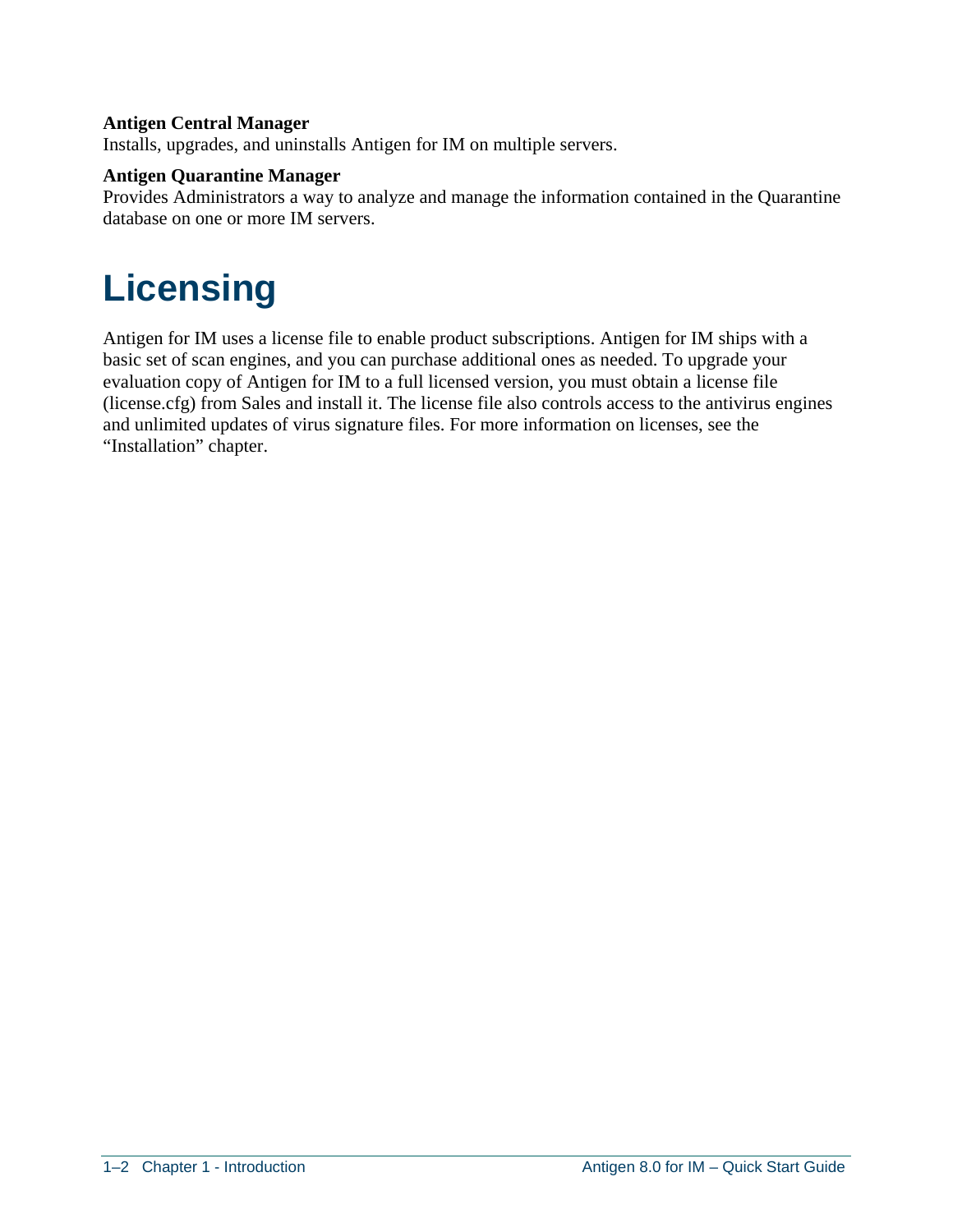**Antigen Central Manager**
Installs, upgrades, and uninstalls Antigen for IM on multiple servers.

**Antigen Quarantine Manager**
Provides Administrators a way to analyze and manage the information contained in the Quarantine database on one or more IM servers.

# Licensing

Antigen for IM uses a license file to enable product subscriptions. Antigen for IM ships with a basic set of scan engines, and you can purchase additional ones as needed. To upgrade your evaluation copy of Antigen for IM to a full licensed version, you must obtain a license file (license.cfg) from Sales and install it. The license file also controls access to the antivirus engines and unlimited updates of virus signature files. For more information on licenses, see the "Installation" chapter.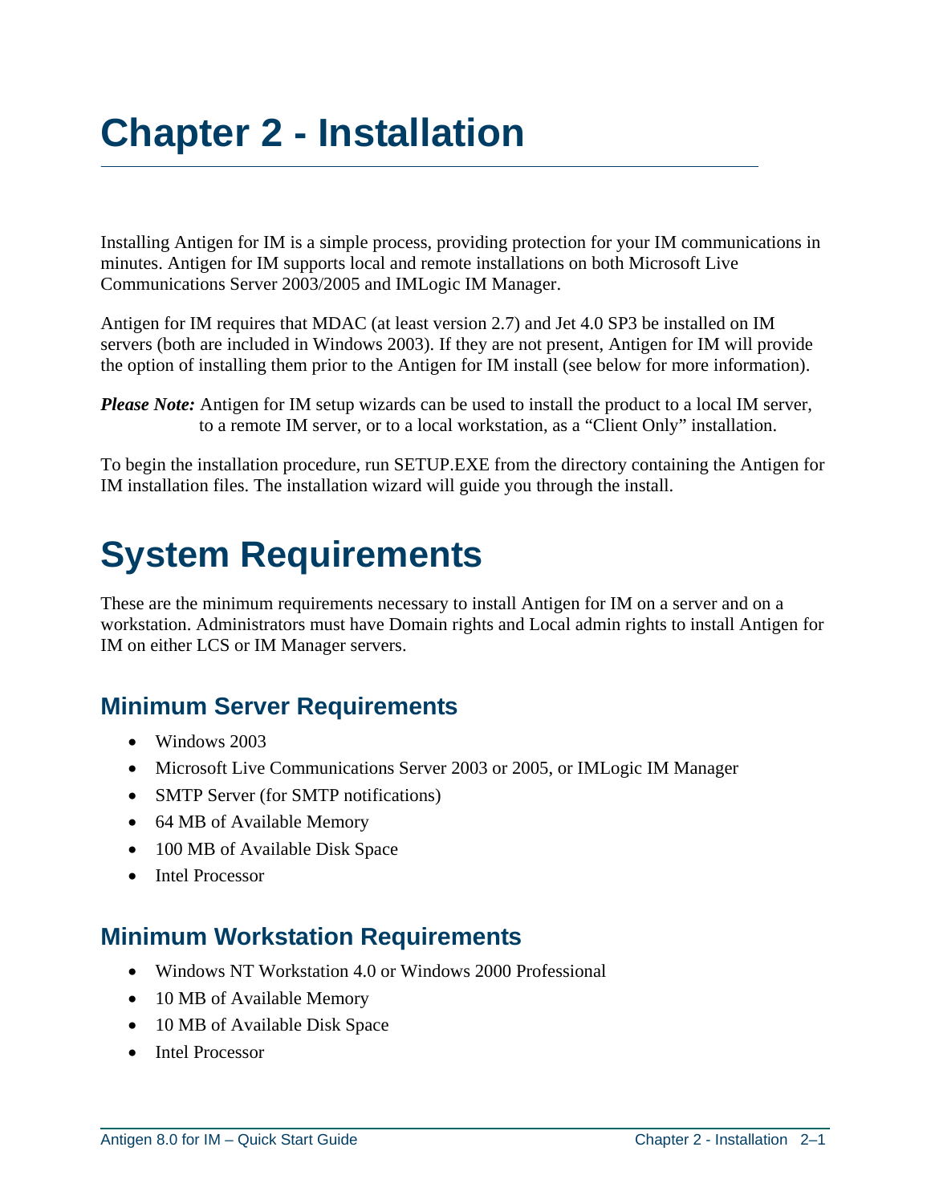# Chapter 2 - Installation

Installing Antigen for IM is a simple process, providing protection for your IM communications in minutes. Antigen for IM supports local and remote installations on both Microsoft Live Communications Server 2003/2005 and IMLogic IM Manager.

Antigen for IM requires that MDAC (at least version 2.7) and Jet 4.0 SP3 be installed on IM servers (both are included in Windows 2003). If they are not present, Antigen for IM will provide the option of installing them prior to the Antigen for IM install (see below for more information).

***Please Note:*** Antigen for IM setup wizards can be used to install the product to a local IM server, to a remote IM server, or to a local workstation, as a "Client Only" installation.

To begin the installation procedure, run SETUP.EXE from the directory containing the Antigen for IM installation files. The installation wizard will guide you through the install.

# System Requirements

These are the minimum requirements necessary to install Antigen for IM on a server and on a workstation. Administrators must have Domain rights and Local admin rights to install Antigen for IM on either LCS or IM Manager servers.

## Minimum Server Requirements

- Windows 2003
- Microsoft Live Communications Server 2003 or 2005, or IMLogic IM Manager
- SMTP Server (for SMTP notifications)
- 64 MB of Available Memory
- 100 MB of Available Disk Space
- Intel Processor

## Minimum Workstation Requirements

- Windows NT Workstation 4.0 or Windows 2000 Professional
- 10 MB of Available Memory
- 10 MB of Available Disk Space
- Intel Processor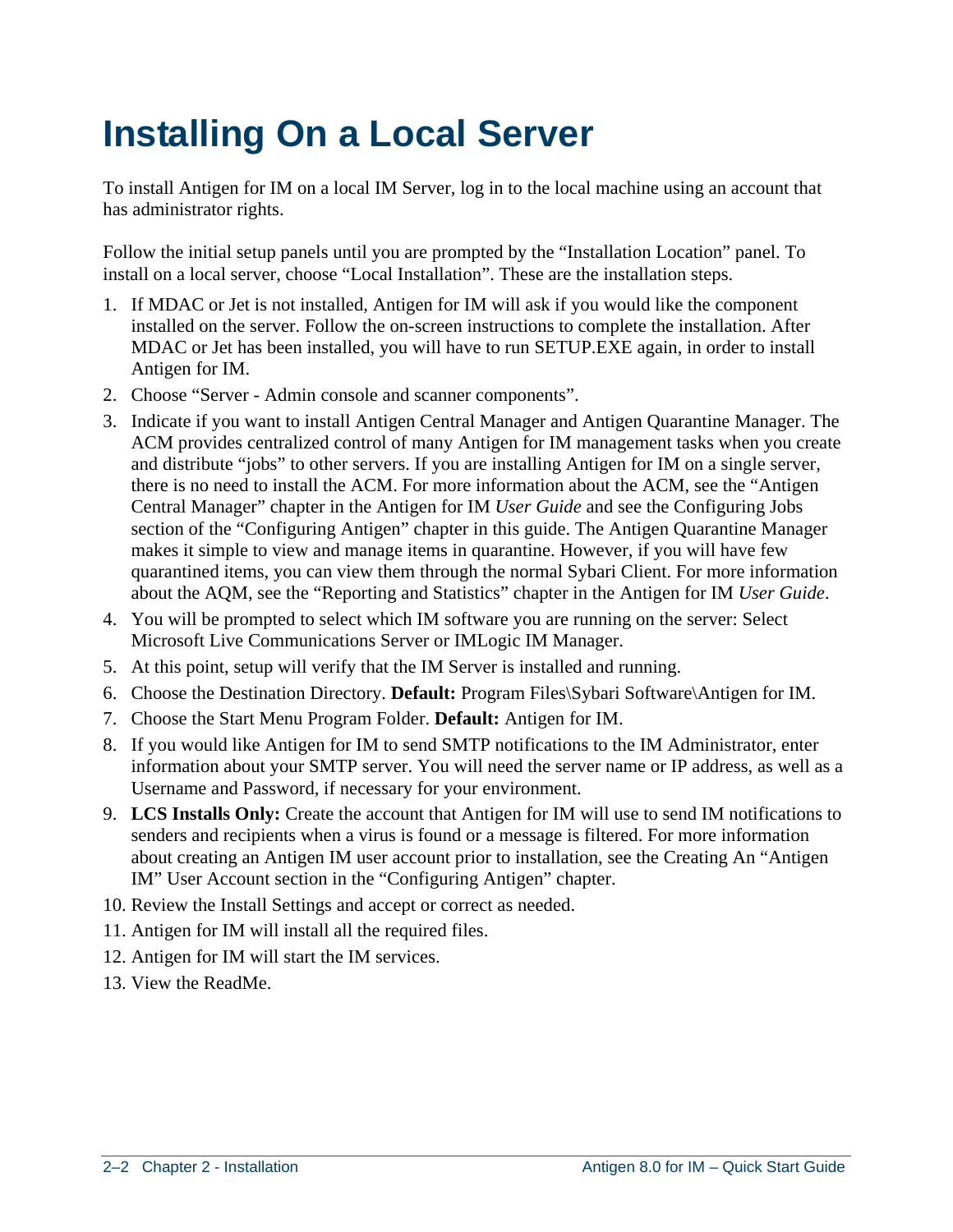# Installing On a Local Server

To install Antigen for IM on a local IM Server, log in to the local machine using an account that has administrator rights.

Follow the initial setup panels until you are prompted by the “Installation Location” panel. To install on a local server, choose “Local Installation”. These are the installation steps.

1. If MDAC or Jet is not installed, Antigen for IM will ask if you would like the component installed on the server. Follow the on-screen instructions to complete the installation. After MDAC or Jet has been installed, you will have to run SETUP.EXE again, in order to install Antigen for IM.
2. Choose “Server - Admin console and scanner components”.
3. Indicate if you want to install Antigen Central Manager and Antigen Quarantine Manager. The ACM provides centralized control of many Antigen for IM management tasks when you create and distribute “jobs” to other servers. If you are installing Antigen for IM on a single server, there is no need to install the ACM. For more information about the ACM, see the “Antigen Central Manager” chapter in the Antigen for IM *User Guide* and see the Configuring Jobs section of the “Configuring Antigen” chapter in this guide. The Antigen Quarantine Manager makes it simple to view and manage items in quarantine. However, if you will have few quarantined items, you can view them through the normal Sybari Client. For more information about the AQM, see the “Reporting and Statistics” chapter in the Antigen for IM *User Guide*.
4. You will be prompted to select which IM software you are running on the server: Select Microsoft Live Communications Server or IMLogic IM Manager.
5. At this point, setup will verify that the IM Server is installed and running.
6. Choose the Destination Directory. **Default:** Program Files\Sybari Software\Antigen for IM.
7. Choose the Start Menu Program Folder. **Default:** Antigen for IM.
8. If you would like Antigen for IM to send SMTP notifications to the IM Administrator, enter information about your SMTP server. You will need the server name or IP address, as well as a Username and Password, if necessary for your environment.
9. **LCS Installs Only:** Create the account that Antigen for IM will use to send IM notifications to senders and recipients when a virus is found or a message is filtered. For more information about creating an Antigen IM user account prior to installation, see the Creating An “Antigen IM” User Account section in the “Configuring Antigen” chapter.
10. Review the Install Settings and accept or correct as needed.
11. Antigen for IM will install all the required files.
12. Antigen for IM will start the IM services.
13. View the ReadMe.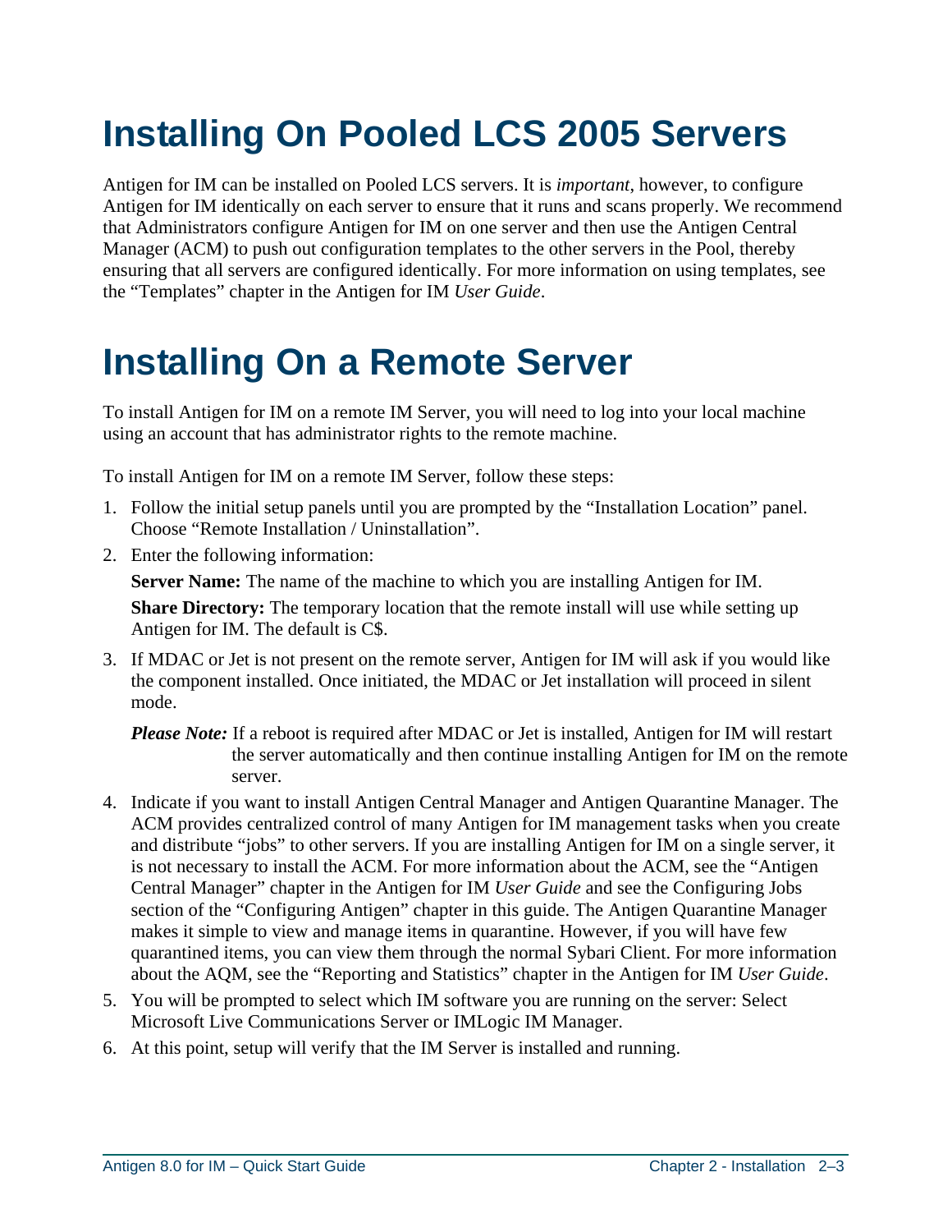# Installing On Pooled LCS 2005 Servers

Antigen for IM can be installed on Pooled LCS servers. It is *important,* however, to configure Antigen for IM identically on each server to ensure that it runs and scans properly. We recommend that Administrators configure Antigen for IM on one server and then use the Antigen Central Manager (ACM) to push out configuration templates to the other servers in the Pool, thereby ensuring that all servers are configured identically. For more information on using templates, see the "Templates" chapter in the Antigen for IM *User Guide*.

# Installing On a Remote Server

To install Antigen for IM on a remote IM Server, you will need to log into your local machine using an account that has administrator rights to the remote machine.

To install Antigen for IM on a remote IM Server, follow these steps:

1. Follow the initial setup panels until you are prompted by the "Installation Location" panel. Choose "Remote Installation / Uninstallation".
2. Enter the following information:

   **Server Name:** The name of the machine to which you are installing Antigen for IM.

   **Share Directory:** The temporary location that the remote install will use while setting up Antigen for IM. The default is C$.

3. If MDAC or Jet is not present on the remote server, Antigen for IM will ask if you would like the component installed. Once initiated, the MDAC or Jet installation will proceed in silent mode.

   ***Please Note:*** If a reboot is required after MDAC or Jet is installed, Antigen for IM will restart the server automatically and then continue installing Antigen for IM on the remote server.

4. Indicate if you want to install Antigen Central Manager and Antigen Quarantine Manager. The ACM provides centralized control of many Antigen for IM management tasks when you create and distribute "jobs" to other servers. If you are installing Antigen for IM on a single server, it is not necessary to install the ACM. For more information about the ACM, see the "Antigen Central Manager" chapter in the Antigen for IM *User Guide* and see the Configuring Jobs section of the "Configuring Antigen" chapter in this guide. The Antigen Quarantine Manager makes it simple to view and manage items in quarantine. However, if you will have few quarantined items, you can view them through the normal Sybari Client. For more information about the AQM, see the "Reporting and Statistics" chapter in the Antigen for IM *User Guide*.
5. You will be prompted to select which IM software you are running on the server: Select Microsoft Live Communications Server or IMLogic IM Manager.
6. At this point, setup will verify that the IM Server is installed and running.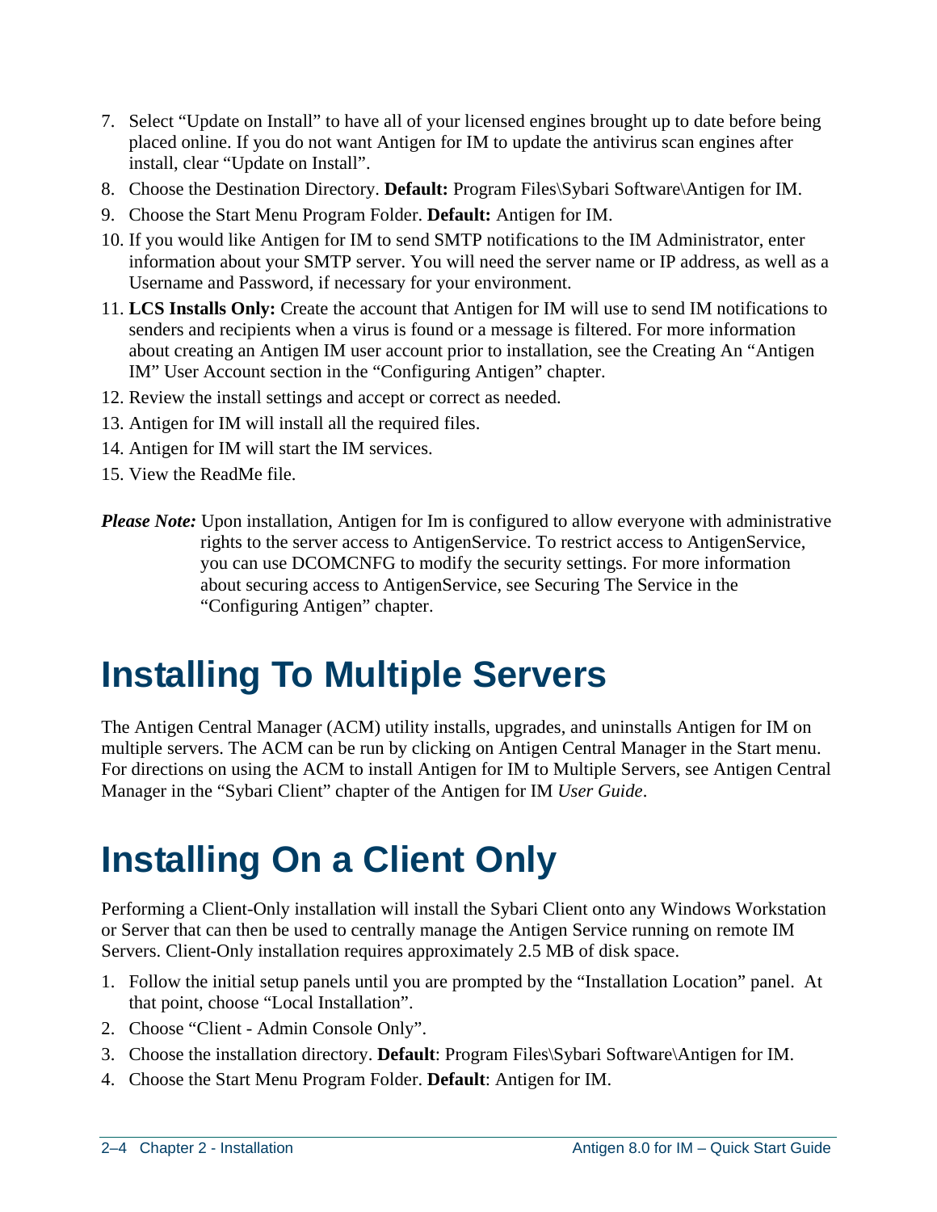7. Select “Update on Install” to have all of your licensed engines brought up to date before being placed online. If you do not want Antigen for IM to update the antivirus scan engines after install, clear “Update on Install”.
8. Choose the Destination Directory. **Default:** Program Files\Sybari Software\Antigen for IM.
9. Choose the Start Menu Program Folder. **Default:** Antigen for IM.
10. If you would like Antigen for IM to send SMTP notifications to the IM Administrator, enter information about your SMTP server. You will need the server name or IP address, as well as a Username and Password, if necessary for your environment.
11. **LCS Installs Only:** Create the account that Antigen for IM will use to send IM notifications to senders and recipients when a virus is found or a message is filtered. For more information about creating an Antigen IM user account prior to installation, see the Creating An “Antigen IM” User Account section in the “Configuring Antigen” chapter.
12. Review the install settings and accept or correct as needed.
13. Antigen for IM will install all the required files.
14. Antigen for IM will start the IM services.
15. View the ReadMe file.

***Please Note:*** Upon installation, Antigen for Im is configured to allow everyone with administrative rights to the server access to AntigenService. To restrict access to AntigenService, you can use DCOMCNFG to modify the security settings. For more information about securing access to AntigenService, see Securing The Service in the “Configuring Antigen” chapter.

# Installing To Multiple Servers

The Antigen Central Manager (ACM) utility installs, upgrades, and uninstalls Antigen for IM on multiple servers. The ACM can be run by clicking on Antigen Central Manager in the Start menu. For directions on using the ACM to install Antigen for IM to Multiple Servers, see Antigen Central Manager in the “Sybari Client” chapter of the Antigen for IM *User Guide*.

# Installing On a Client Only

Performing a Client-Only installation will install the Sybari Client onto any Windows Workstation or Server that can then be used to centrally manage the Antigen Service running on remote IM Servers. Client-Only installation requires approximately 2.5 MB of disk space.

1. Follow the initial setup panels until you are prompted by the “Installation Location” panel. At that point, choose “Local Installation”.
2. Choose “Client - Admin Console Only”.
3. Choose the installation directory. **Default**: Program Files\Sybari Software\Antigen for IM.
4. Choose the Start Menu Program Folder. **Default**: Antigen for IM.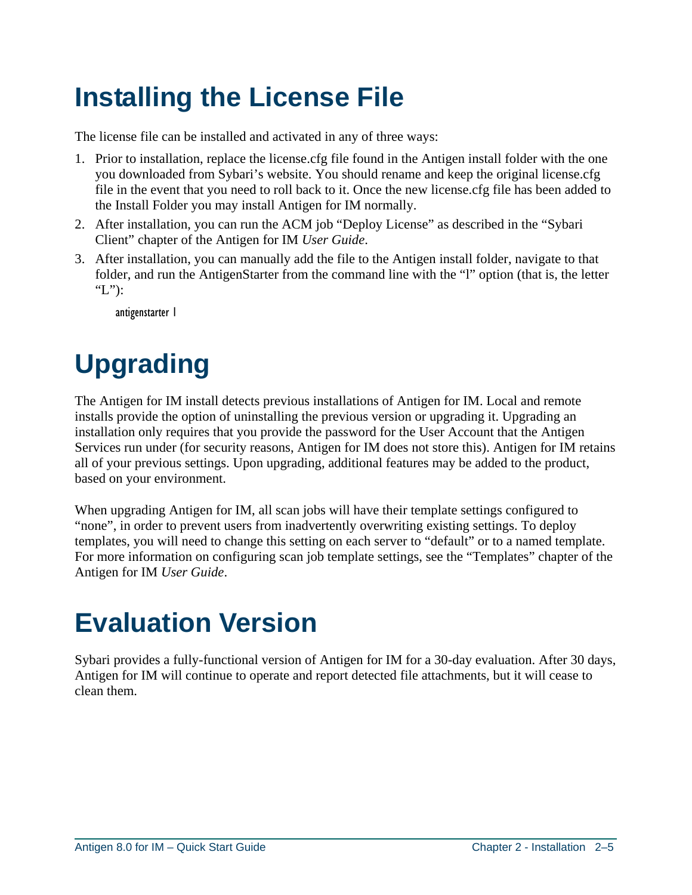# Installing the License File

The license file can be installed and activated in any of three ways:

1. Prior to installation, replace the license.cfg file found in the Antigen install folder with the one you downloaded from Sybari's website. You should rename and keep the original license.cfg file in the event that you need to roll back to it. Once the new license.cfg file has been added to the Install Folder you may install Antigen for IM normally.
2. After installation, you can run the ACM job "Deploy License" as described in the "Sybari Client" chapter of the Antigen for IM *User Guide*.
3. After installation, you can manually add the file to the Antigen install folder, navigate to that folder, and run the AntigenStarter from the command line with the "l" option (that is, the letter "L"):

```
antigenstarter l
```

# Upgrading

The Antigen for IM install detects previous installations of Antigen for IM. Local and remote installs provide the option of uninstalling the previous version or upgrading it. Upgrading an installation only requires that you provide the password for the User Account that the Antigen Services run under (for security reasons, Antigen for IM does not store this). Antigen for IM retains all of your previous settings. Upon upgrading, additional features may be added to the product, based on your environment.

When upgrading Antigen for IM, all scan jobs will have their template settings configured to "none", in order to prevent users from inadvertently overwriting existing settings. To deploy templates, you will need to change this setting on each server to "default" or to a named template. For more information on configuring scan job template settings, see the "Templates" chapter of the Antigen for IM *User Guide*.

# Evaluation Version

Sybari provides a fully-functional version of Antigen for IM for a 30-day evaluation. After 30 days, Antigen for IM will continue to operate and report detected file attachments, but it will cease to clean them.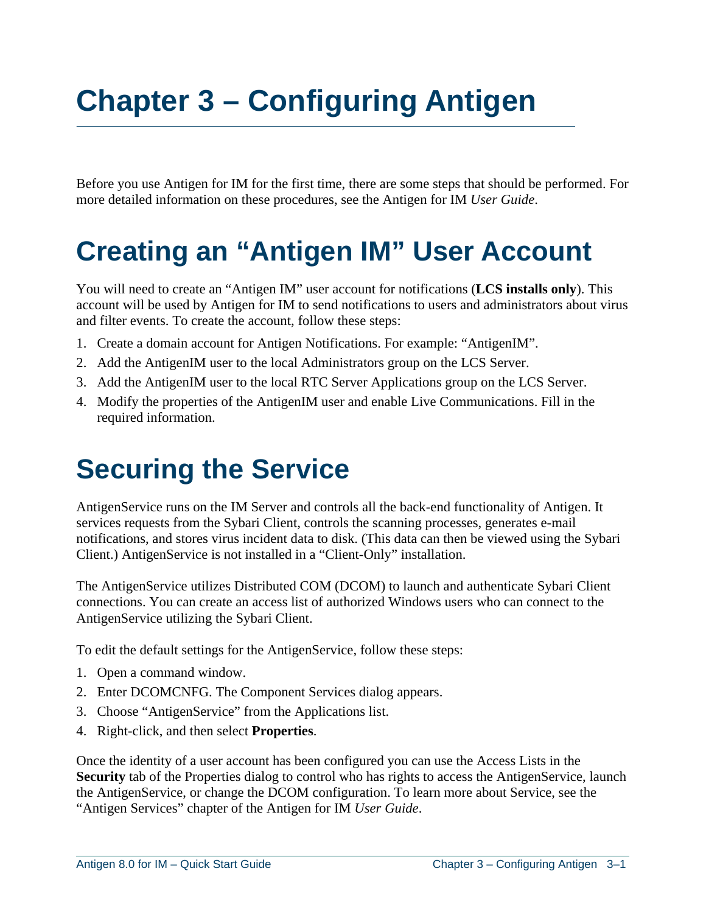# Chapter 3 – Configuring Antigen

Before you use Antigen for IM for the first time, there are some steps that should be performed. For more detailed information on these procedures, see the Antigen for IM *User Guide*.

# Creating an "Antigen IM" User Account

You will need to create an "Antigen IM" user account for notifications (**LCS installs only**). This account will be used by Antigen for IM to send notifications to users and administrators about virus and filter events. To create the account, follow these steps:

1. Create a domain account for Antigen Notifications. For example: "AntigenIM".
2. Add the AntigenIM user to the local Administrators group on the LCS Server.
3. Add the AntigenIM user to the local RTC Server Applications group on the LCS Server.
4. Modify the properties of the AntigenIM user and enable Live Communications. Fill in the required information.

# Securing the Service

AntigenService runs on the IM Server and controls all the back-end functionality of Antigen. It services requests from the Sybari Client, controls the scanning processes, generates e-mail notifications, and stores virus incident data to disk. (This data can then be viewed using the Sybari Client.) AntigenService is not installed in a "Client-Only" installation.

The AntigenService utilizes Distributed COM (DCOM) to launch and authenticate Sybari Client connections. You can create an access list of authorized Windows users who can connect to the AntigenService utilizing the Sybari Client.

To edit the default settings for the AntigenService, follow these steps:

1. Open a command window.
2. Enter DCOMCNFG. The Component Services dialog appears.
3. Choose "AntigenService" from the Applications list.
4. Right-click, and then select **Properties**.

Once the identity of a user account has been configured you can use the Access Lists in the **Security** tab of the Properties dialog to control who has rights to access the AntigenService, launch the AntigenService, or change the DCOM configuration. To learn more about Service, see the "Antigen Services" chapter of the Antigen for IM *User Guide*.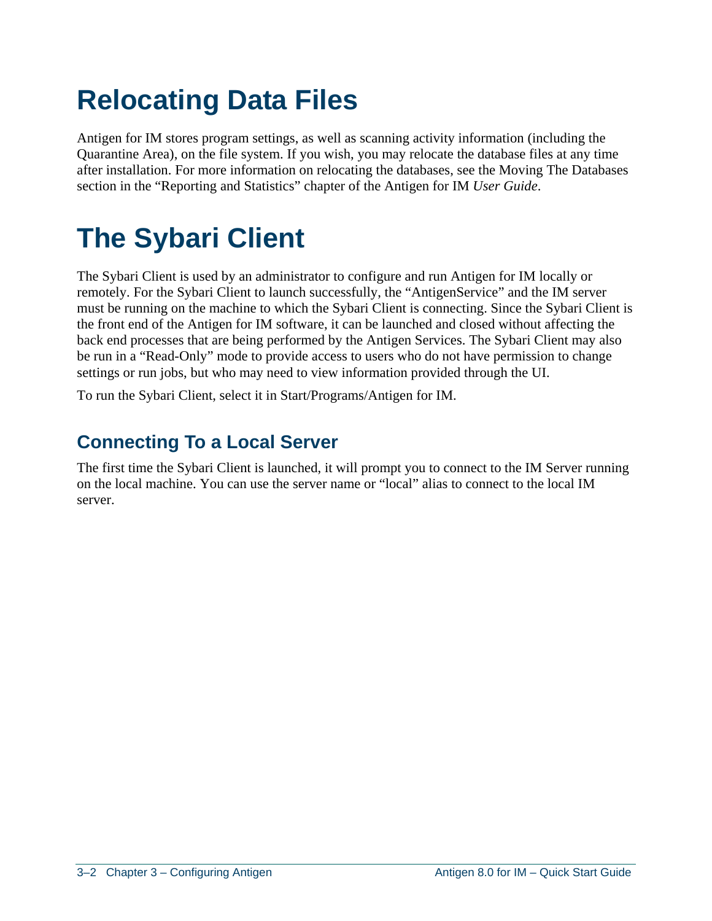# Relocating Data Files

Antigen for IM stores program settings, as well as scanning activity information (including the Quarantine Area), on the file system. If you wish, you may relocate the database files at any time after installation. For more information on relocating the databases, see the Moving The Databases section in the "Reporting and Statistics" chapter of the Antigen for IM *User Guide*.

# The Sybari Client

The Sybari Client is used by an administrator to configure and run Antigen for IM locally or remotely. For the Sybari Client to launch successfully, the "AntigenService" and the IM server must be running on the machine to which the Sybari Client is connecting. Since the Sybari Client is the front end of the Antigen for IM software, it can be launched and closed without affecting the back end processes that are being performed by the Antigen Services. The Sybari Client may also be run in a "Read-Only" mode to provide access to users who do not have permission to change settings or run jobs, but who may need to view information provided through the UI.

To run the Sybari Client, select it in Start/Programs/Antigen for IM.

## Connecting To a Local Server

The first time the Sybari Client is launched, it will prompt you to connect to the IM Server running on the local machine. You can use the server name or "local" alias to connect to the local IM server.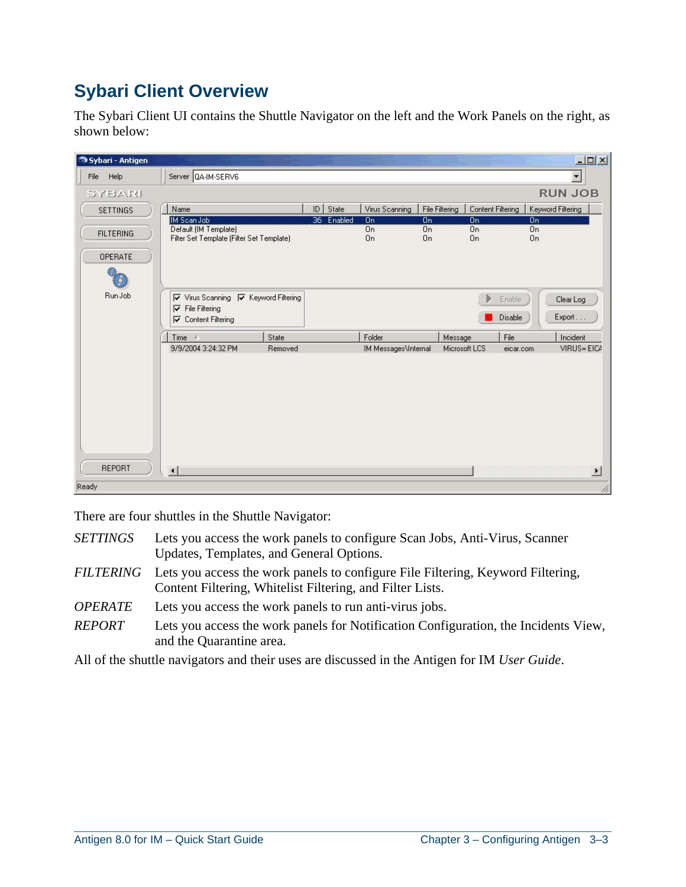# Sybari Client Overview

The Sybari Client UI contains the Shuttle Navigator on the left and the Work Panels on the right, as shown below:

There are four shuttles in the Shuttle Navigator:

*SETTINGS* Lets you access the work panels to configure Scan Jobs, Anti-Virus, Scanner Updates, Templates, and General Options.

*FILTERING* Lets you access the work panels to configure File Filtering, Keyword Filtering, Content Filtering, Whitelist Filtering, and Filter Lists.

*OPERATE* Lets you access the work panels to run anti-virus jobs.

*REPORT* Lets you access the work panels for Notification Configuration, the Incidents View, and the Quarantine area.

All of the shuttle navigators and their uses are discussed in the Antigen for IM *User Guide*.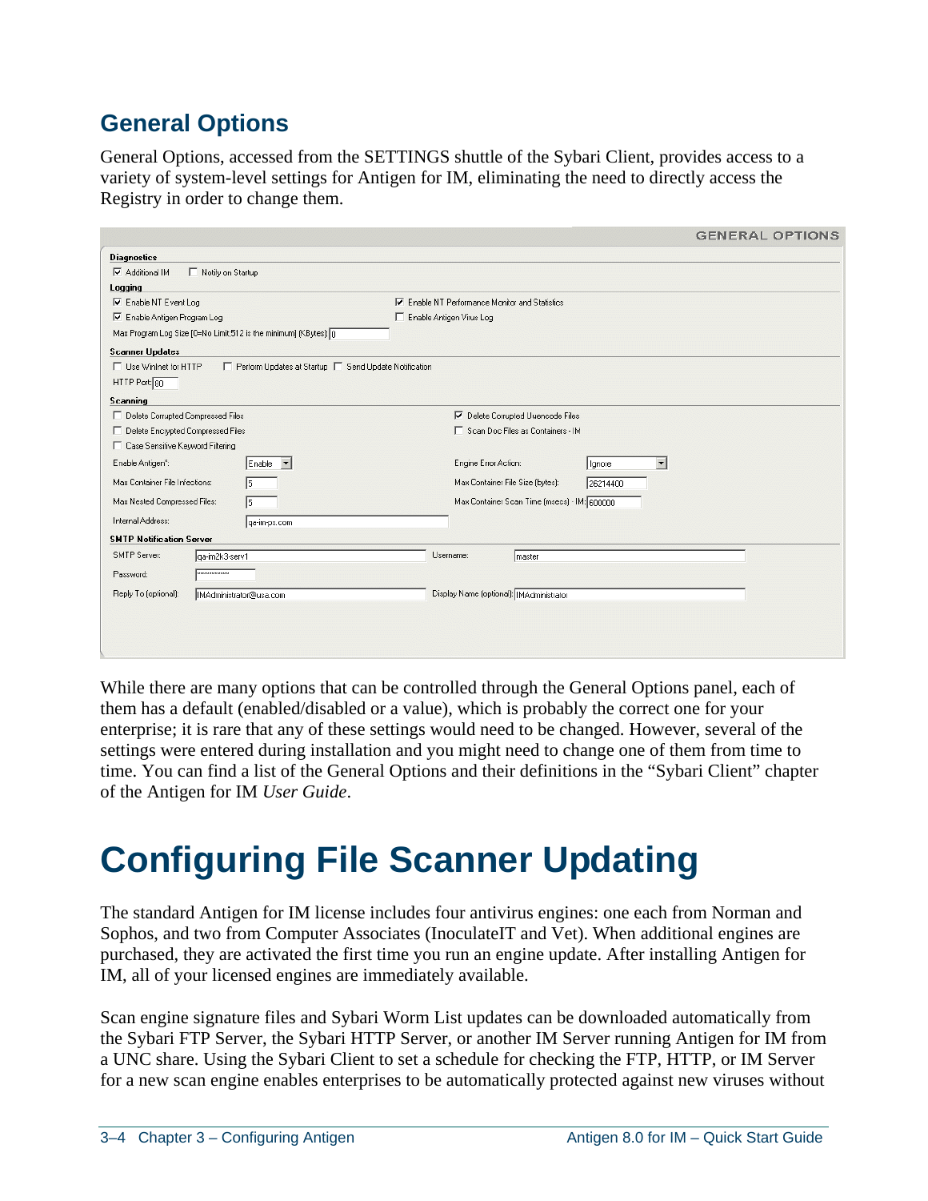## General Options

General Options, accessed from the SETTINGS shuttle of the Sybari Client, provides access to a variety of system-level settings for Antigen for IM, eliminating the need to directly access the Registry in order to change them.

While there are many options that can be controlled through the General Options panel, each of them has a default (enabled/disabled or a value), which is probably the correct one for your enterprise; it is rare that any of these settings would need to be changed. However, several of the settings were entered during installation and you might need to change one of them from time to time. You can find a list of the General Options and their definitions in the "Sybari Client" chapter of the Antigen for IM *User Guide*.

# Configuring File Scanner Updating

The standard Antigen for IM license includes four antivirus engines: one each from Norman and Sophos, and two from Computer Associates (InoculateIT and Vet). When additional engines are purchased, they are activated the first time you run an engine update. After installing Antigen for IM, all of your licensed engines are immediately available.

Scan engine signature files and Sybari Worm List updates can be downloaded automatically from the Sybari FTP Server, the Sybari HTTP Server, or another IM Server running Antigen for IM from a UNC share. Using the Sybari Client to set a schedule for checking the FTP, HTTP, or IM Server for a new scan engine enables enterprises to be automatically protected against new viruses without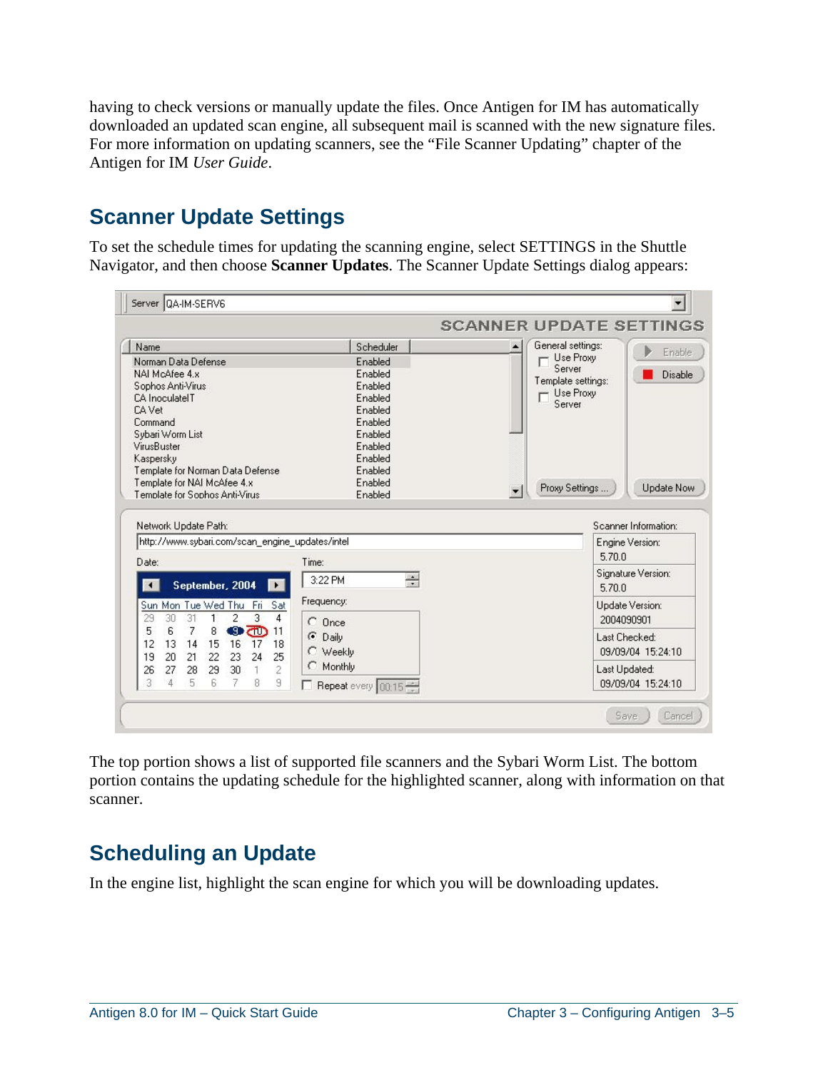having to check versions or manually update the files. Once Antigen for IM has automatically downloaded an updated scan engine, all subsequent mail is scanned with the new signature files. For more information on updating scanners, see the “File Scanner Updating” chapter of the Antigen for IM *User Guide*.

## Scanner Update Settings

To set the schedule times for updating the scanning engine, select SETTINGS in the Shuttle Navigator, and then choose **Scanner Updates**. The Scanner Update Settings dialog appears:

The top portion shows a list of supported file scanners and the Sybari Worm List. The bottom portion contains the updating schedule for the highlighted scanner, along with information on that scanner.

## Scheduling an Update

In the engine list, highlight the scan engine for which you will be downloading updates.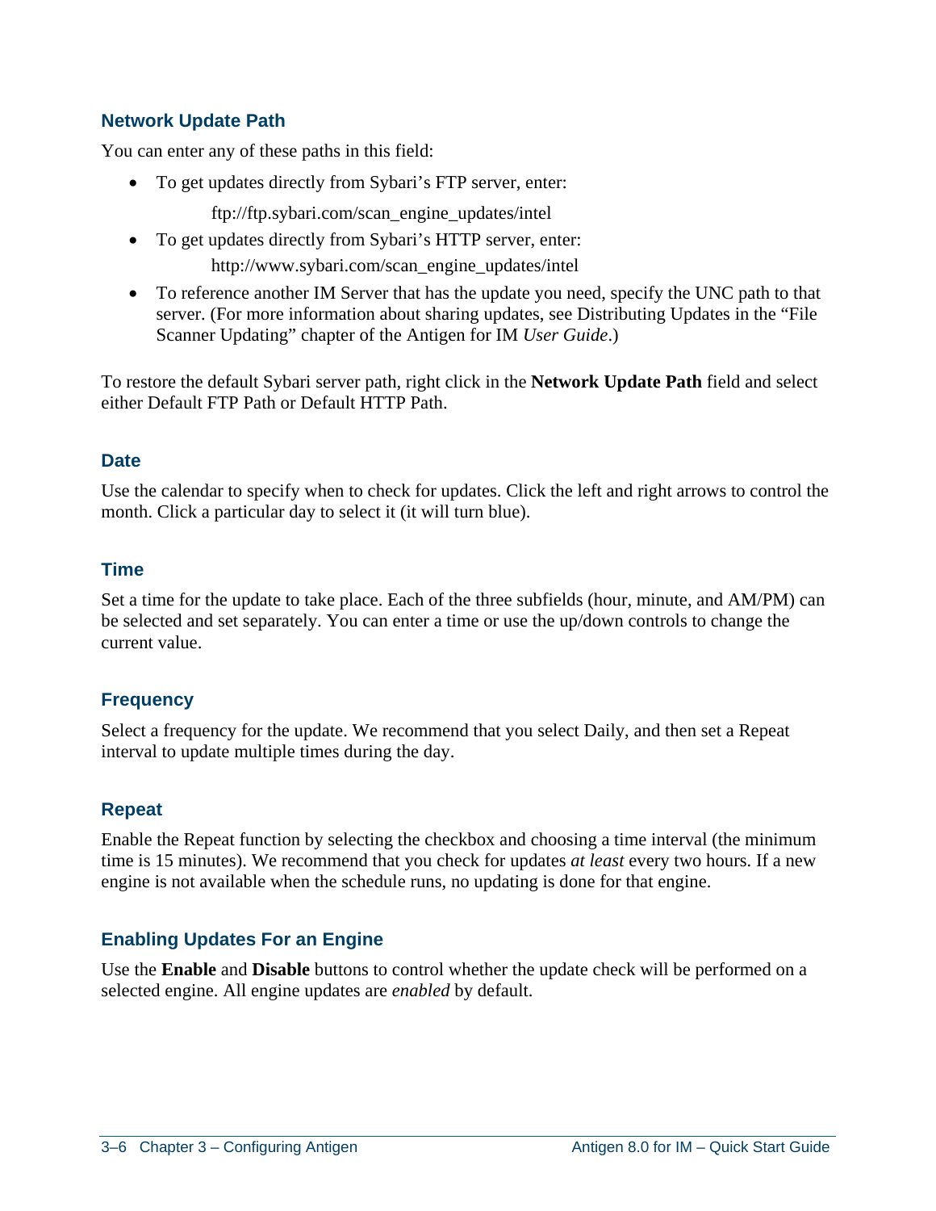### Network Update Path

You can enter any of these paths in this field:

- To get updates directly from Sybari's FTP server, enter:

  ftp://ftp.sybari.com/scan_engine_updates/intel

- To get updates directly from Sybari's HTTP server, enter:

  http://www.sybari.com/scan_engine_updates/intel

- To reference another IM Server that has the update you need, specify the UNC path to that server. (For more information about sharing updates, see Distributing Updates in the "File Scanner Updating" chapter of the Antigen for IM *User Guide*.)

To restore the default Sybari server path, right click in the **Network Update Path** field and select either Default FTP Path or Default HTTP Path.

### Date

Use the calendar to specify when to check for updates. Click the left and right arrows to control the month. Click a particular day to select it (it will turn blue).

### Time

Set a time for the update to take place. Each of the three subfields (hour, minute, and AM/PM) can be selected and set separately. You can enter a time or use the up/down controls to change the current value.

### Frequency

Select a frequency for the update. We recommend that you select Daily, and then set a Repeat interval to update multiple times during the day.

### Repeat

Enable the Repeat function by selecting the checkbox and choosing a time interval (the minimum time is 15 minutes). We recommend that you check for updates *at least* every two hours. If a new engine is not available when the schedule runs, no updating is done for that engine.

### Enabling Updates For an Engine

Use the **Enable** and **Disable** buttons to control whether the update check will be performed on a selected engine. All engine updates are *enabled* by default.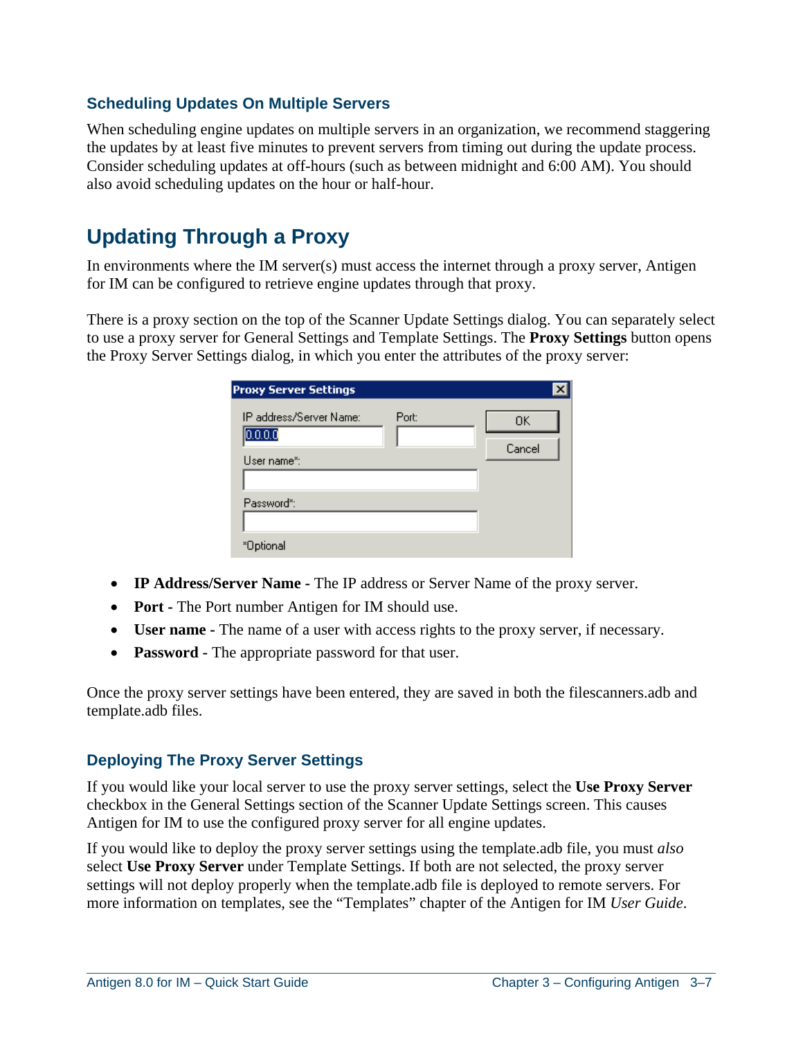### Scheduling Updates On Multiple Servers

When scheduling engine updates on multiple servers in an organization, we recommend staggering the updates by at least five minutes to prevent servers from timing out during the update process. Consider scheduling updates at off-hours (such as between midnight and 6:00 AM). You should also avoid scheduling updates on the hour or half-hour.

## Updating Through a Proxy

In environments where the IM server(s) must access the internet through a proxy server, Antigen for IM can be configured to retrieve engine updates through that proxy.

There is a proxy section on the top of the Scanner Update Settings dialog. You can separately select to use a proxy server for General Settings and Template Settings. The **Proxy Settings** button opens the Proxy Server Settings dialog, in which you enter the attributes of the proxy server:

- **IP Address/Server Name -** The IP address or Server Name of the proxy server.
- **Port -** The Port number Antigen for IM should use.
- **User name -** The name of a user with access rights to the proxy server, if necessary.
- **Password -** The appropriate password for that user.

Once the proxy server settings have been entered, they are saved in both the filescanners.adb and template.adb files.

### Deploying The Proxy Server Settings

If you would like your local server to use the proxy server settings, select the **Use Proxy Server** checkbox in the General Settings section of the Scanner Update Settings screen. This causes Antigen for IM to use the configured proxy server for all engine updates.

If you would like to deploy the proxy server settings using the template.adb file, you must *also* select **Use Proxy Server** under Template Settings. If both are not selected, the proxy server settings will not deploy properly when the template.adb file is deployed to remote servers. For more information on templates, see the “Templates” chapter of the Antigen for IM *User Guide*.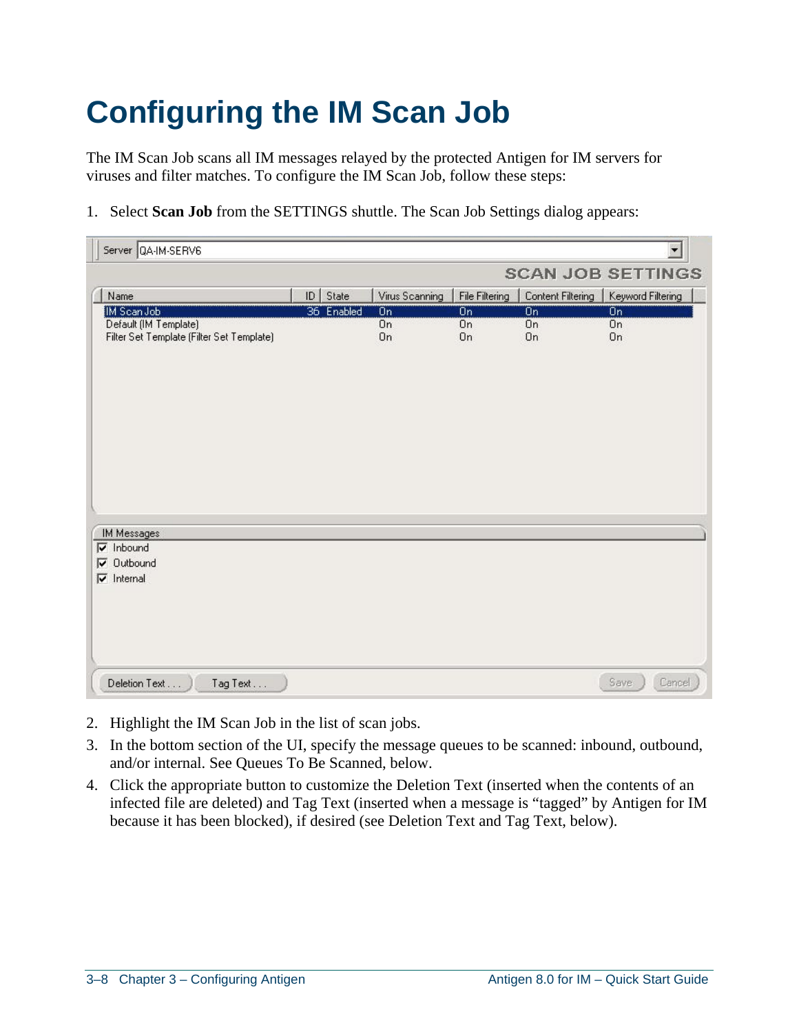# Configuring the IM Scan Job

The IM Scan Job scans all IM messages relayed by the protected Antigen for IM servers for viruses and filter matches. To configure the IM Scan Job, follow these steps:

1. Select **Scan Job** from the SETTINGS shuttle. The Scan Job Settings dialog appears:

2. Highlight the IM Scan Job in the list of scan jobs.
3. In the bottom section of the UI, specify the message queues to be scanned: inbound, outbound, and/or internal. See Queues To Be Scanned, below.
4. Click the appropriate button to customize the Deletion Text (inserted when the contents of an infected file are deleted) and Tag Text (inserted when a message is “tagged” by Antigen for IM because it has been blocked), if desired (see Deletion Text and Tag Text, below).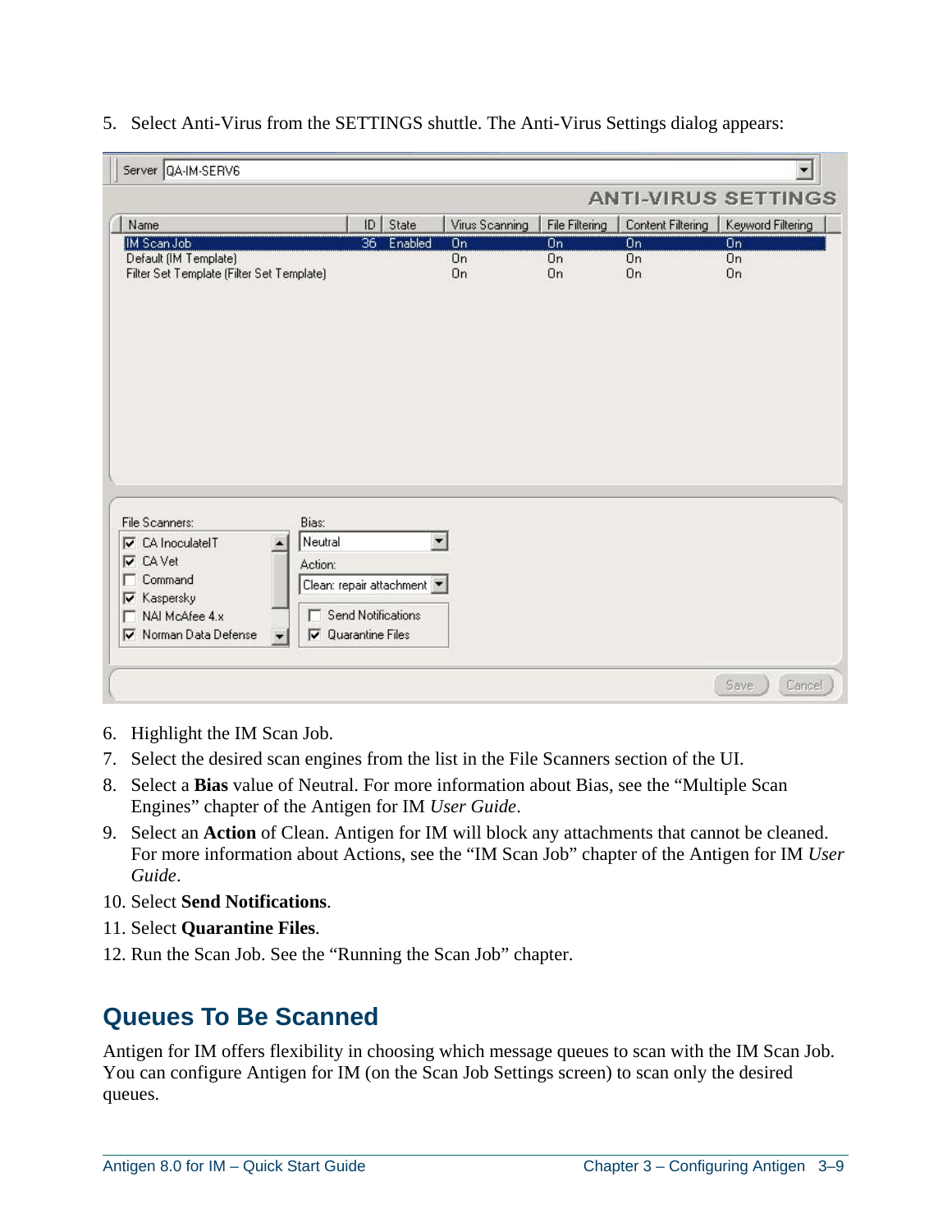5. Select Anti-Virus from the SETTINGS shuttle. The Anti-Virus Settings dialog appears:

6. Highlight the IM Scan Job.
7. Select the desired scan engines from the list in the File Scanners section of the UI.
8. Select a **Bias** value of Neutral. For more information about Bias, see the “Multiple Scan Engines” chapter of the Antigen for IM *User Guide*.
9. Select an **Action** of Clean. Antigen for IM will block any attachments that cannot be cleaned. For more information about Actions, see the “IM Scan Job” chapter of the Antigen for IM *User Guide*.
10. Select **Send Notifications**.
11. Select **Quarantine Files**.
12. Run the Scan Job. See the “Running the Scan Job” chapter.

## Queues To Be Scanned

Antigen for IM offers flexibility in choosing which message queues to scan with the IM Scan Job. You can configure Antigen for IM (on the Scan Job Settings screen) to scan only the desired queues.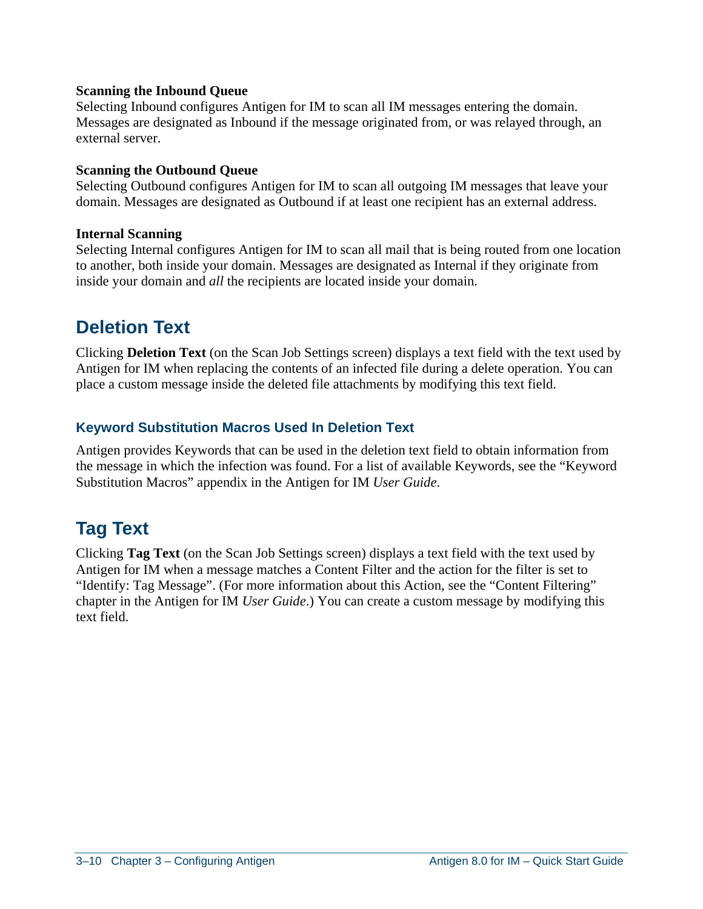**Scanning the Inbound Queue**
Selecting Inbound configures Antigen for IM to scan all IM messages entering the domain. Messages are designated as Inbound if the message originated from, or was relayed through, an external server.

**Scanning the Outbound Queue**
Selecting Outbound configures Antigen for IM to scan all outgoing IM messages that leave your domain. Messages are designated as Outbound if at least one recipient has an external address.

**Internal Scanning**
Selecting Internal configures Antigen for IM to scan all mail that is being routed from one location to another, both inside your domain. Messages are designated as Internal if they originate from inside your domain and *all* the recipients are located inside your domain.

## Deletion Text

Clicking **Deletion Text** (on the Scan Job Settings screen) displays a text field with the text used by Antigen for IM when replacing the contents of an infected file during a delete operation. You can place a custom message inside the deleted file attachments by modifying this text field.

### Keyword Substitution Macros Used In Deletion Text

Antigen provides Keywords that can be used in the deletion text field to obtain information from the message in which the infection was found. For a list of available Keywords, see the “Keyword Substitution Macros” appendix in the Antigen for IM *User Guide*.

## Tag Text

Clicking **Tag Text** (on the Scan Job Settings screen) displays a text field with the text used by Antigen for IM when a message matches a Content Filter and the action for the filter is set to “Identify: Tag Message”. (For more information about this Action, see the “Content Filtering” chapter in the Antigen for IM *User Guide*.) You can create a custom message by modifying this text field.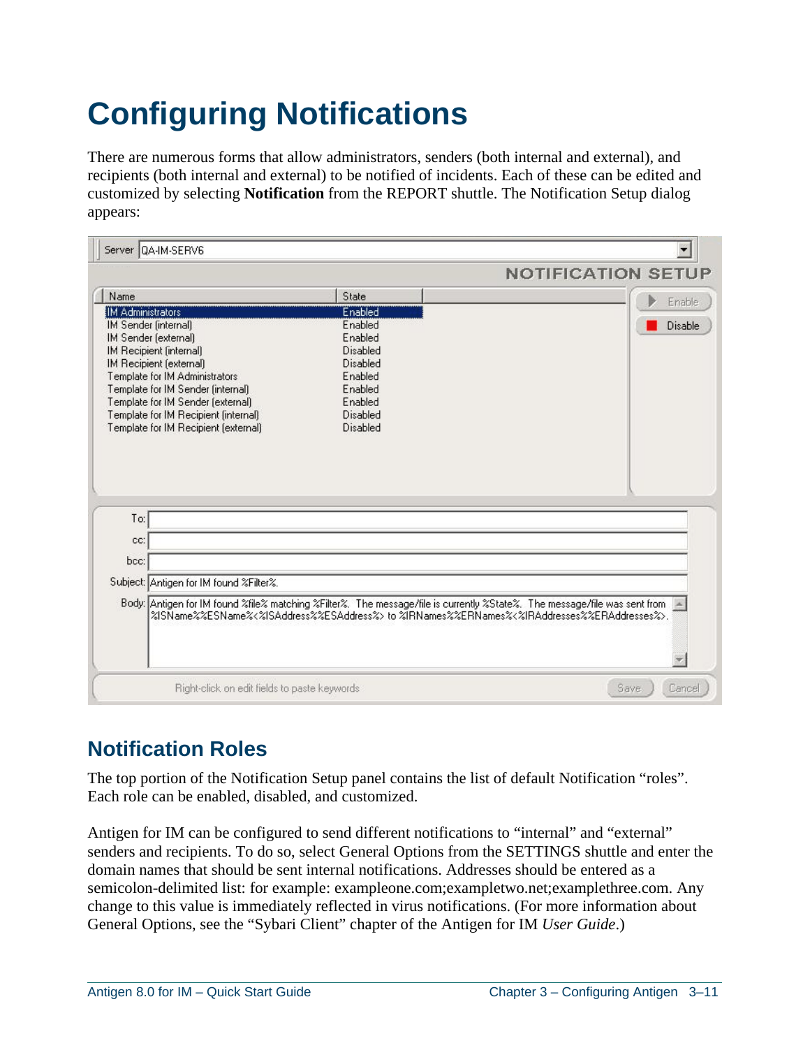# Configuring Notifications

There are numerous forms that allow administrators, senders (both internal and external), and recipients (both internal and external) to be notified of incidents. Each of these can be edited and customized by selecting **Notification** from the REPORT shuttle. The Notification Setup dialog appears:

## Notification Roles

The top portion of the Notification Setup panel contains the list of default Notification "roles". Each role can be enabled, disabled, and customized.

Antigen for IM can be configured to send different notifications to "internal" and "external" senders and recipients. To do so, select General Options from the SETTINGS shuttle and enter the domain names that should be sent internal notifications. Addresses should be entered as a semicolon-delimited list: for example: exampleone.com;exampletwo.net;examplethree.com. Any change to this value is immediately reflected in virus notifications. (For more information about General Options, see the "Sybari Client" chapter of the Antigen for IM *User Guide*.)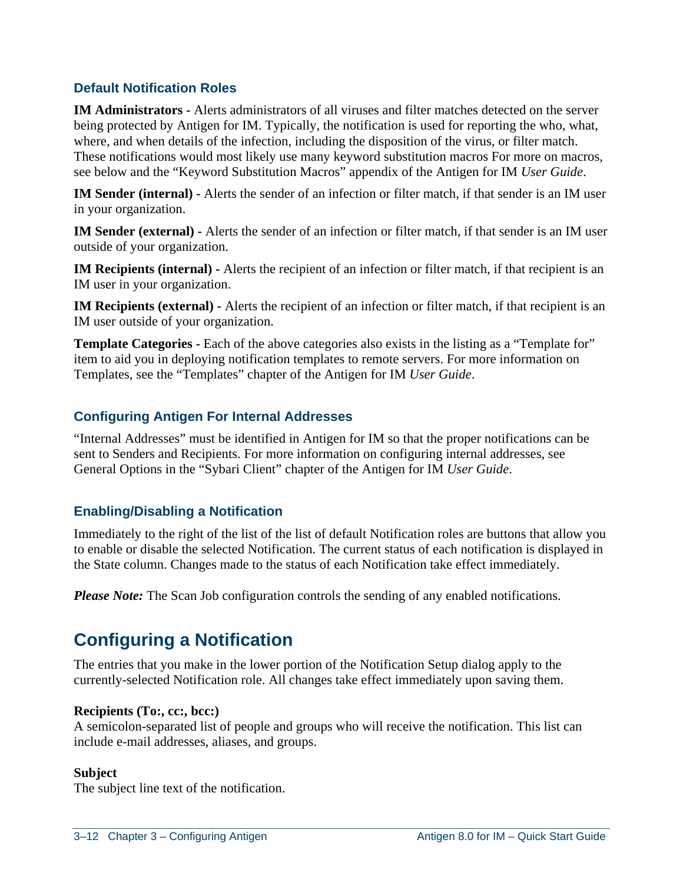### Default Notification Roles

**IM Administrators -** Alerts administrators of all viruses and filter matches detected on the server being protected by Antigen for IM. Typically, the notification is used for reporting the who, what, where, and when details of the infection, including the disposition of the virus, or filter match. These notifications would most likely use many keyword substitution macros For more on macros, see below and the "Keyword Substitution Macros" appendix of the Antigen for IM *User Guide*.

**IM Sender (internal) -** Alerts the sender of an infection or filter match, if that sender is an IM user in your organization.

**IM Sender (external) -** Alerts the sender of an infection or filter match, if that sender is an IM user outside of your organization.

**IM Recipients (internal) -** Alerts the recipient of an infection or filter match, if that recipient is an IM user in your organization.

**IM Recipients (external) -** Alerts the recipient of an infection or filter match, if that recipient is an IM user outside of your organization.

**Template Categories -** Each of the above categories also exists in the listing as a "Template for" item to aid you in deploying notification templates to remote servers. For more information on Templates, see the "Templates" chapter of the Antigen for IM *User Guide*.

### Configuring Antigen For Internal Addresses

"Internal Addresses" must be identified in Antigen for IM so that the proper notifications can be sent to Senders and Recipients. For more information on configuring internal addresses, see General Options in the "Sybari Client" chapter of the Antigen for IM *User Guide*.

### Enabling/Disabling a Notification

Immediately to the right of the list of the list of default Notification roles are buttons that allow you to enable or disable the selected Notification. The current status of each notification is displayed in the State column. Changes made to the status of each Notification take effect immediately.

***Please Note:*** The Scan Job configuration controls the sending of any enabled notifications.

## Configuring a Notification

The entries that you make in the lower portion of the Notification Setup dialog apply to the currently-selected Notification role. All changes take effect immediately upon saving them.

**Recipients (To:, cc:, bcc:)**
A semicolon-separated list of people and groups who will receive the notification. This list can include e-mail addresses, aliases, and groups.

**Subject**
The subject line text of the notification.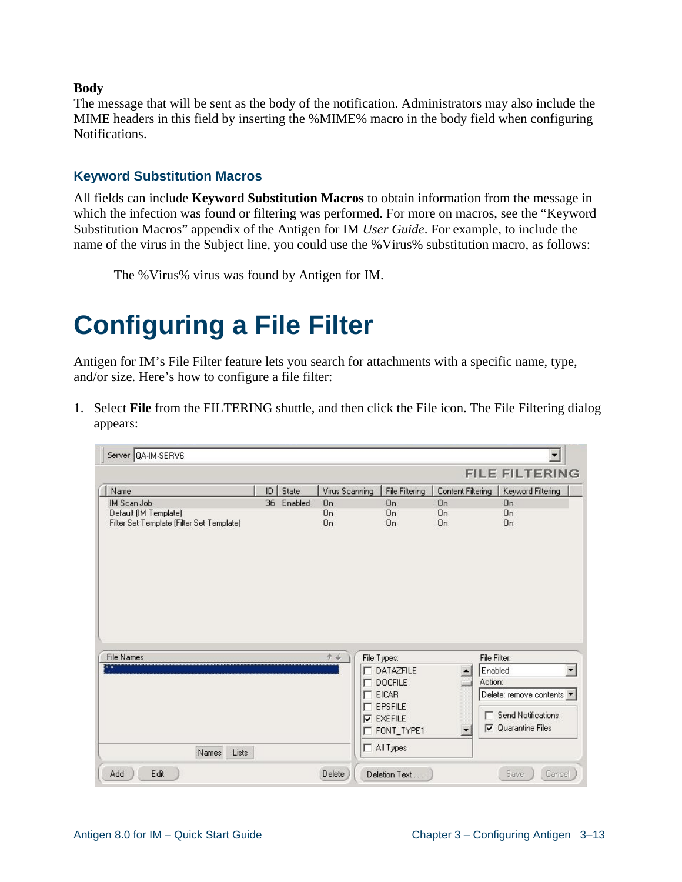**Body**

The message that will be sent as the body of the notification. Administrators may also include the MIME headers in this field by inserting the %MIME% macro in the body field when configuring Notifications.

### Keyword Substitution Macros

All fields can include **Keyword Substitution Macros** to obtain information from the message in which the infection was found or filtering was performed. For more on macros, see the "Keyword Substitution Macros" appendix of the Antigen for IM *User Guide*. For example, to include the name of the virus in the Subject line, you could use the %Virus% substitution macro, as follows:

> The %Virus% virus was found by Antigen for IM.

# Configuring a File Filter

Antigen for IM's File Filter feature lets you search for attachments with a specific name, type, and/or size. Here's how to configure a file filter:

1. Select **File** from the FILTERING shuttle, and then click the File icon. The File Filtering dialog appears: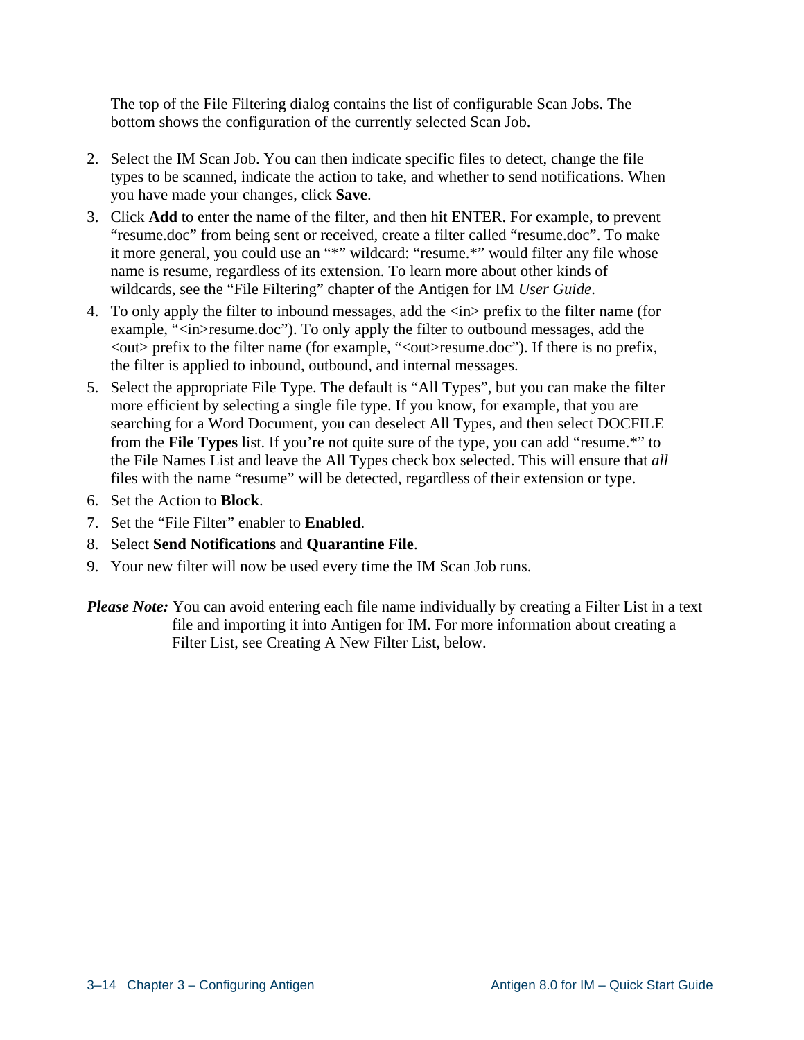The top of the File Filtering dialog contains the list of configurable Scan Jobs. The bottom shows the configuration of the currently selected Scan Job.

2. Select the IM Scan Job. You can then indicate specific files to detect, change the file types to be scanned, indicate the action to take, and whether to send notifications. When you have made your changes, click **Save**.
3. Click **Add** to enter the name of the filter, and then hit ENTER. For example, to prevent "resume.doc" from being sent or received, create a filter called "resume.doc". To make it more general, you could use an "*" wildcard: "resume.*" would filter any file whose name is resume, regardless of its extension. To learn more about other kinds of wildcards, see the "File Filtering" chapter of the Antigen for IM *User Guide*.
4. To only apply the filter to inbound messages, add the <in> prefix to the filter name (for example, "<in>resume.doc"). To only apply the filter to outbound messages, add the <out> prefix to the filter name (for example, "<out>resume.doc"). If there is no prefix, the filter is applied to inbound, outbound, and internal messages.
5. Select the appropriate File Type. The default is "All Types", but you can make the filter more efficient by selecting a single file type. If you know, for example, that you are searching for a Word Document, you can deselect All Types, and then select DOCFILE from the **File Types** list. If you're not quite sure of the type, you can add "resume.*" to the File Names List and leave the All Types check box selected. This will ensure that *all* files with the name "resume" will be detected, regardless of their extension or type.
6. Set the Action to **Block**.
7. Set the "File Filter" enabler to **Enabled**.
8. Select **Send Notifications** and **Quarantine File**.
9. Your new filter will now be used every time the IM Scan Job runs.

***Please Note:*** You can avoid entering each file name individually by creating a Filter List in a text file and importing it into Antigen for IM. For more information about creating a Filter List, see Creating A New Filter List, below.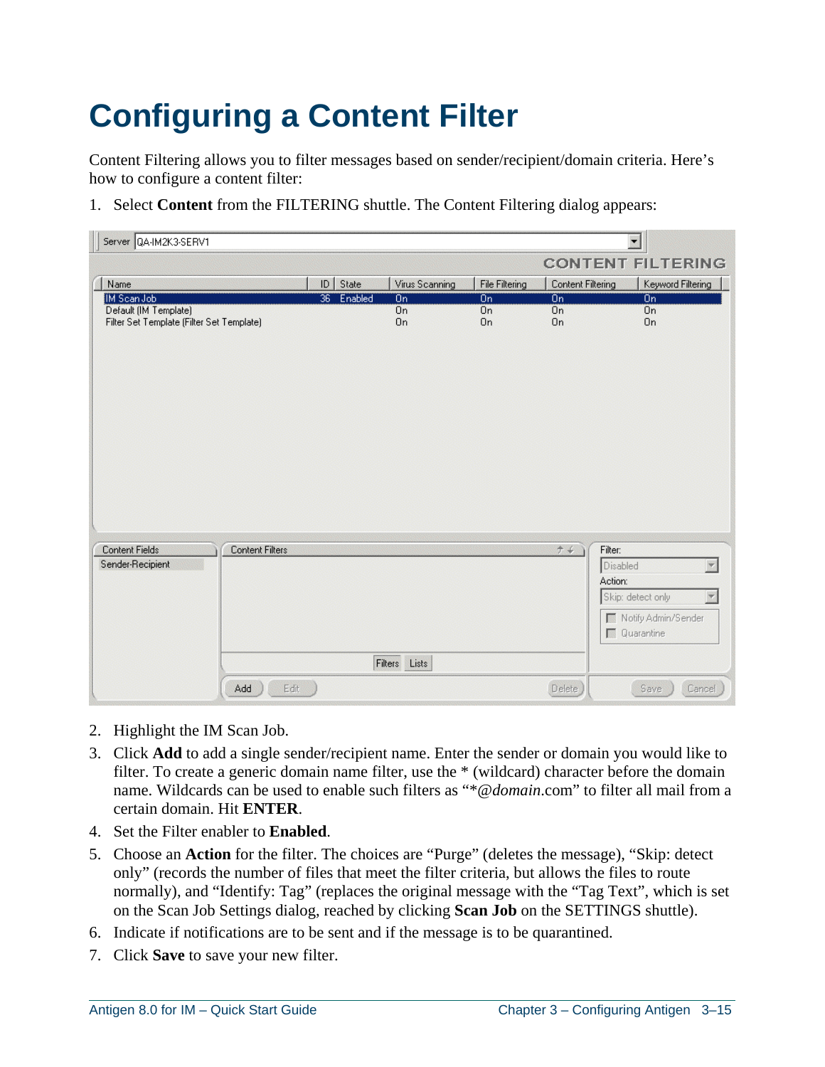# Configuring a Content Filter

Content Filtering allows you to filter messages based on sender/recipient/domain criteria. Here's how to configure a content filter:

1. Select **Content** from the FILTERING shuttle. The Content Filtering dialog appears:

2. Highlight the IM Scan Job.
3. Click **Add** to add a single sender/recipient name. Enter the sender or domain you would like to filter. To create a generic domain name filter, use the * (wildcard) character before the domain name. Wildcards can be used to enable such filters as "*@*domain*.com" to filter all mail from a certain domain. Hit **ENTER**.
4. Set the Filter enabler to **Enabled**.
5. Choose an **Action** for the filter. The choices are "Purge" (deletes the message), "Skip: detect only" (records the number of files that meet the filter criteria, but allows the files to route normally), and "Identify: Tag" (replaces the original message with the "Tag Text", which is set on the Scan Job Settings dialog, reached by clicking **Scan Job** on the SETTINGS shuttle).
6. Indicate if notifications are to be sent and if the message is to be quarantined.
7. Click **Save** to save your new filter.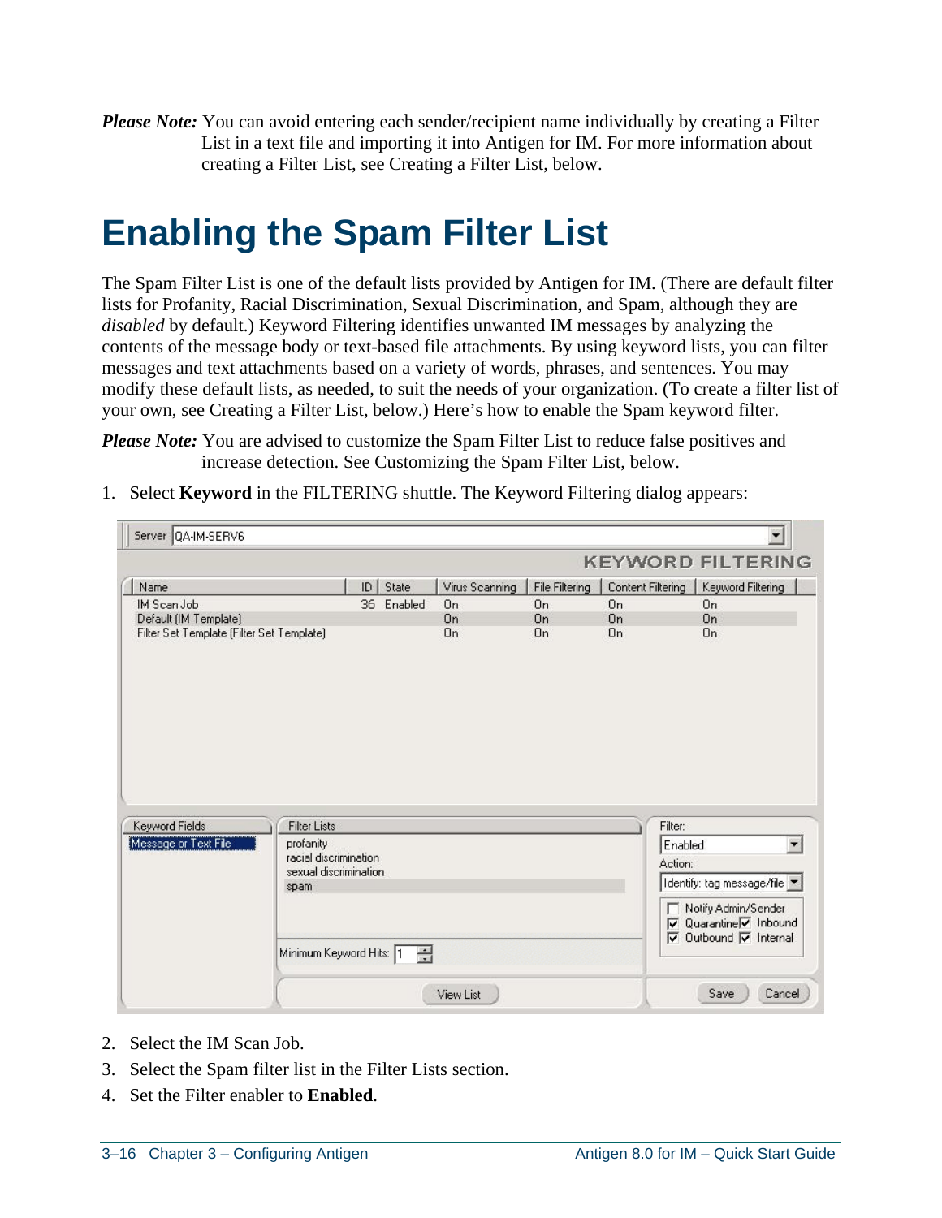***Please Note:*** You can avoid entering each sender/recipient name individually by creating a Filter List in a text file and importing it into Antigen for IM. For more information about creating a Filter List, see Creating a Filter List, below.

# Enabling the Spam Filter List

The Spam Filter List is one of the default lists provided by Antigen for IM. (There are default filter lists for Profanity, Racial Discrimination, Sexual Discrimination, and Spam, although they are *disabled* by default.) Keyword Filtering identifies unwanted IM messages by analyzing the contents of the message body or text-based file attachments. By using keyword lists, you can filter messages and text attachments based on a variety of words, phrases, and sentences. You may modify these default lists, as needed, to suit the needs of your organization. (To create a filter list of your own, see Creating a Filter List, below.) Here's how to enable the Spam keyword filter.

***Please Note:*** You are advised to customize the Spam Filter List to reduce false positives and increase detection. See Customizing the Spam Filter List, below.

1. Select **Keyword** in the FILTERING shuttle. The Keyword Filtering dialog appears:
2. Select the IM Scan Job.
3. Select the Spam filter list in the Filter Lists section.
4. Set the Filter enabler to **Enabled**.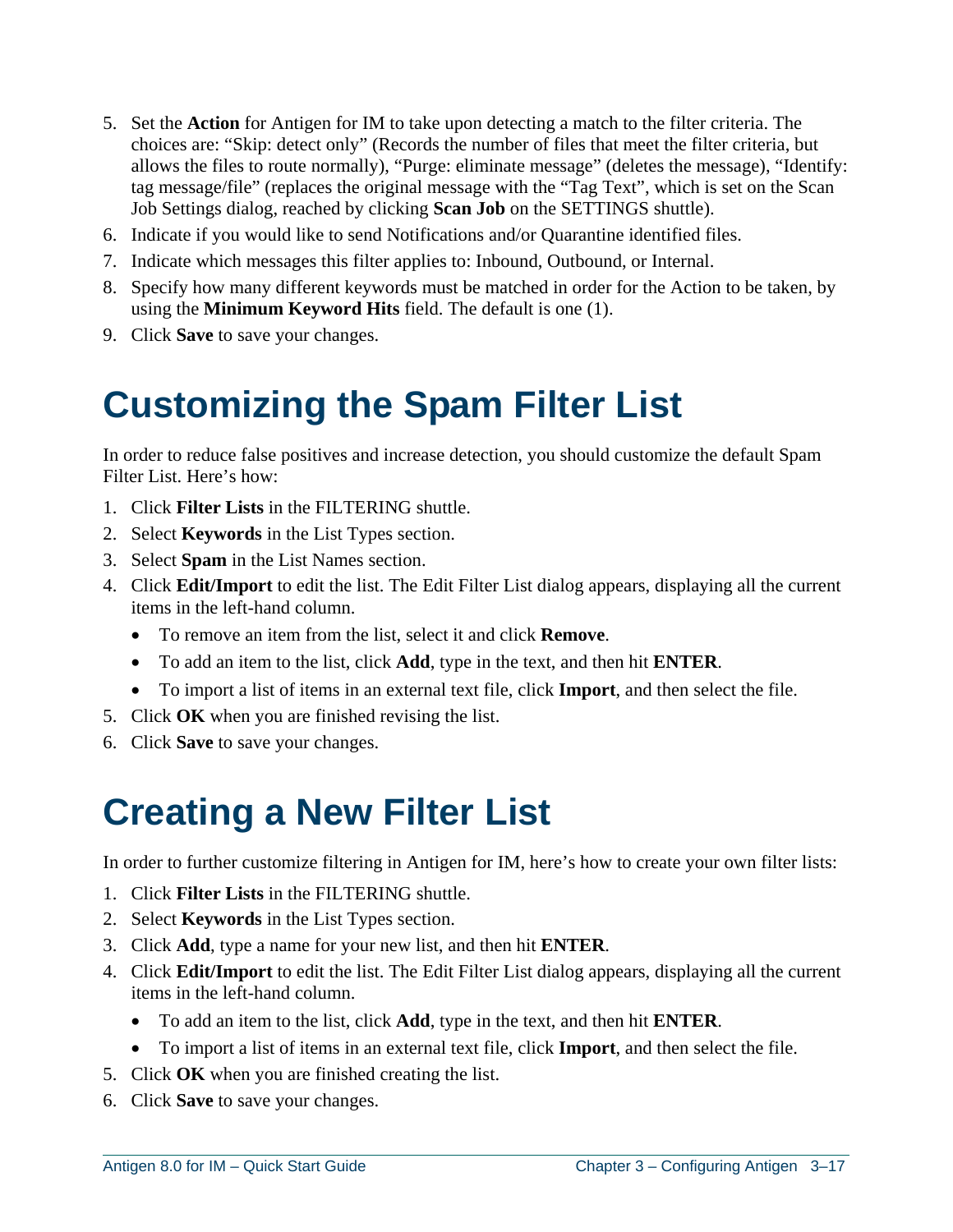5. Set the **Action** for Antigen for IM to take upon detecting a match to the filter criteria. The choices are: “Skip: detect only” (Records the number of files that meet the filter criteria, but allows the files to route normally), “Purge: eliminate message” (deletes the message), “Identify: tag message/file” (replaces the original message with the “Tag Text”, which is set on the Scan Job Settings dialog, reached by clicking **Scan Job** on the SETTINGS shuttle).
6. Indicate if you would like to send Notifications and/or Quarantine identified files.
7. Indicate which messages this filter applies to: Inbound, Outbound, or Internal.
8. Specify how many different keywords must be matched in order for the Action to be taken, by using the **Minimum Keyword Hits** field. The default is one (1).
9. Click **Save** to save your changes.

# Customizing the Spam Filter List

In order to reduce false positives and increase detection, you should customize the default Spam Filter List. Here’s how:

1. Click **Filter Lists** in the FILTERING shuttle.
2. Select **Keywords** in the List Types section.
3. Select **Spam** in the List Names section.
4. Click **Edit/Import** to edit the list. The Edit Filter List dialog appears, displaying all the current items in the left-hand column.
   - To remove an item from the list, select it and click **Remove**.
   - To add an item to the list, click **Add**, type in the text, and then hit **ENTER**.
   - To import a list of items in an external text file, click **Import**, and then select the file.
5. Click **OK** when you are finished revising the list.
6. Click **Save** to save your changes.

# Creating a New Filter List

In order to further customize filtering in Antigen for IM, here’s how to create your own filter lists:

1. Click **Filter Lists** in the FILTERING shuttle.
2. Select **Keywords** in the List Types section.
3. Click **Add**, type a name for your new list, and then hit **ENTER**.
4. Click **Edit/Import** to edit the list. The Edit Filter List dialog appears, displaying all the current items in the left-hand column.
   - To add an item to the list, click **Add**, type in the text, and then hit **ENTER**.
   - To import a list of items in an external text file, click **Import**, and then select the file.
5. Click **OK** when you are finished creating the list.
6. Click **Save** to save your changes.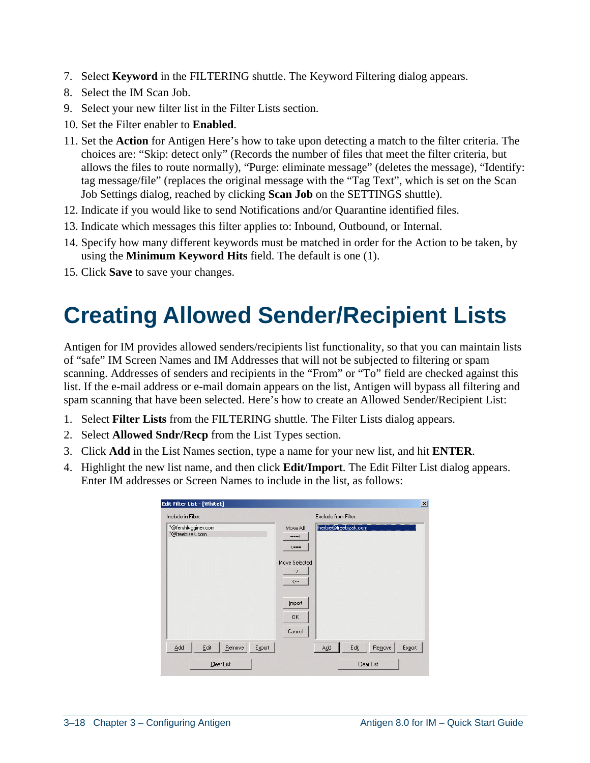7. Select **Keyword** in the FILTERING shuttle. The Keyword Filtering dialog appears.
8. Select the IM Scan Job.
9. Select your new filter list in the Filter Lists section.
10. Set the Filter enabler to **Enabled**.
11. Set the **Action** for Antigen Here's how to take upon detecting a match to the filter criteria. The choices are: "Skip: detect only" (Records the number of files that meet the filter criteria, but allows the files to route normally), "Purge: eliminate message" (deletes the message), "Identify: tag message/file" (replaces the original message with the "Tag Text", which is set on the Scan Job Settings dialog, reached by clicking **Scan Job** on the SETTINGS shuttle).
12. Indicate if you would like to send Notifications and/or Quarantine identified files.
13. Indicate which messages this filter applies to: Inbound, Outbound, or Internal.
14. Specify how many different keywords must be matched in order for the Action to be taken, by using the **Minimum Keyword Hits** field. The default is one (1).
15. Click **Save** to save your changes.

# Creating Allowed Sender/Recipient Lists

Antigen for IM provides allowed senders/recipients list functionality, so that you can maintain lists of "safe" IM Screen Names and IM Addresses that will not be subjected to filtering or spam scanning. Addresses of senders and recipients in the "From" or "To" field are checked against this list. If the e-mail address or e-mail domain appears on the list, Antigen will bypass all filtering and spam scanning that have been selected. Here's how to create an Allowed Sender/Recipient List:

1. Select **Filter Lists** from the FILTERING shuttle. The Filter Lists dialog appears.
2. Select **Allowed Sndr/Recp** from the List Types section.
3. Click **Add** in the List Names section, type a name for your new list, and hit **ENTER**.
4. Highlight the new list name, and then click **Edit/Import**. The Edit Filter List dialog appears. Enter IM addresses or Screen Names to include in the list, as follows: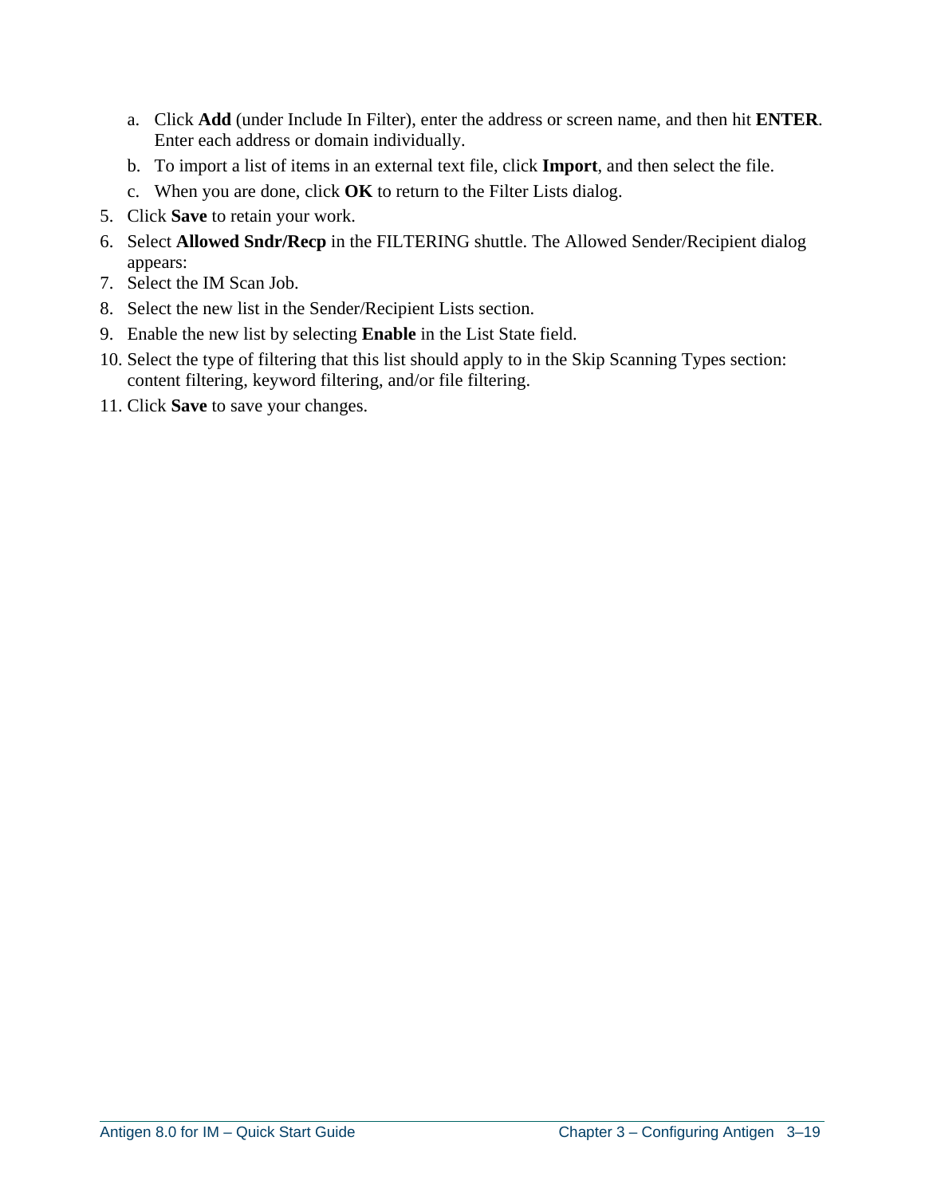a. Click **Add** (under Include In Filter), enter the address or screen name, and then hit **ENTER**. Enter each address or domain individually.
   b. To import a list of items in an external text file, click **Import**, and then select the file.
   c. When you are done, click **OK** to return to the Filter Lists dialog.
5. Click **Save** to retain your work.
6. Select **Allowed Sndr/Recp** in the FILTERING shuttle. The Allowed Sender/Recipient dialog appears:
7. Select the IM Scan Job.
8. Select the new list in the Sender/Recipient Lists section.
9. Enable the new list by selecting **Enable** in the List State field.
10. Select the type of filtering that this list should apply to in the Skip Scanning Types section: content filtering, keyword filtering, and/or file filtering.
11. Click **Save** to save your changes.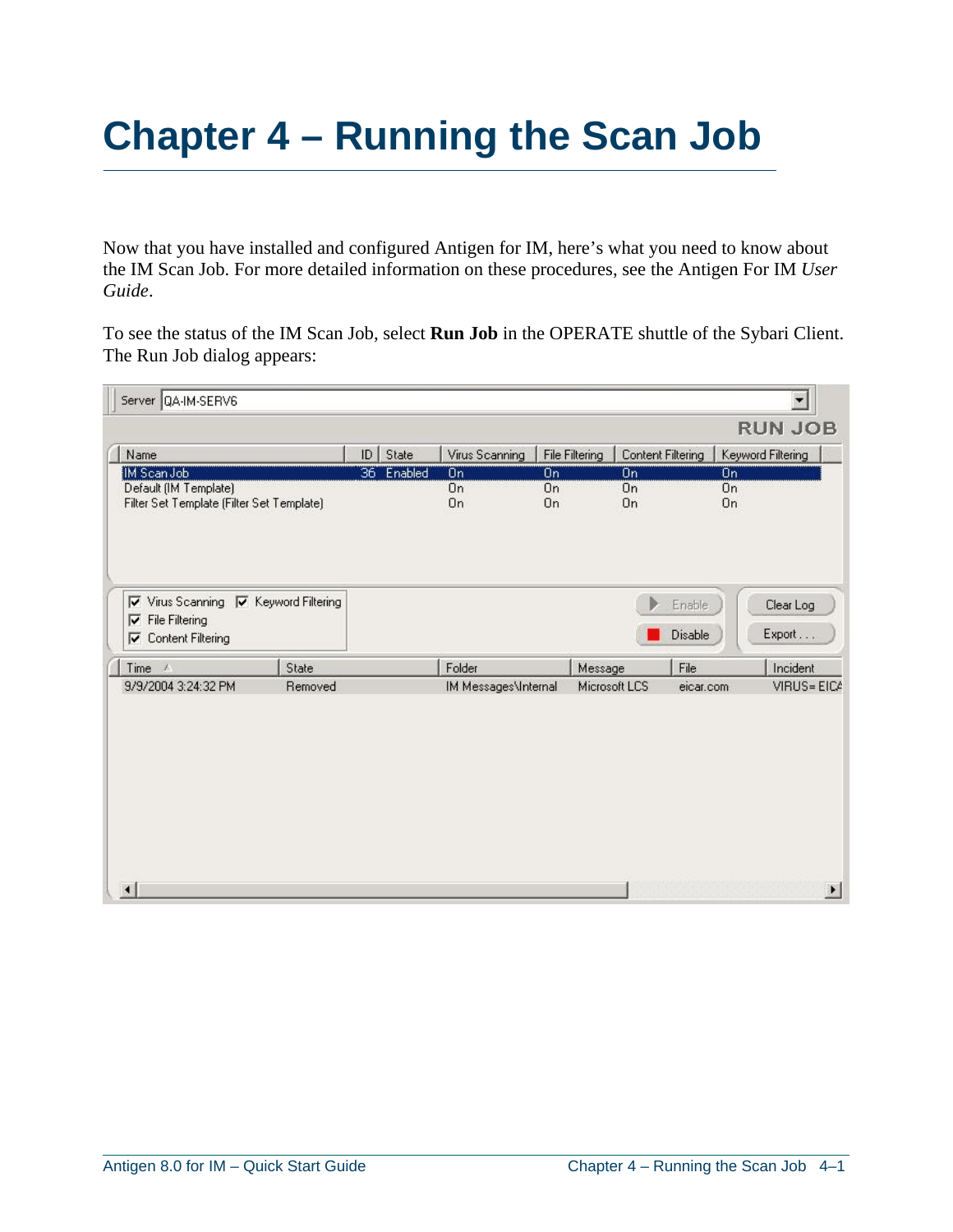# Chapter 4 – Running the Scan Job

Now that you have installed and configured Antigen for IM, here's what you need to know about the IM Scan Job. For more detailed information on these procedures, see the Antigen For IM *User Guide*.

To see the status of the IM Scan Job, select **Run Job** in the OPERATE shuttle of the Sybari Client. The Run Job dialog appears:

Server: QA-IM-SERV6

RUN JOB

| Name | ID | State | Virus Scanning | File Filtering | Content Filtering | Keyword Filtering |
|---|---|---|---|---|---|---|
| IM Scan Job | 36 | Enabled | On | On | On | On |
| Default (IM Template) | | | On | On | On | On |
| Filter Set Template (Filter Set Template) | | | On | On | On | On |

☑ Virus Scanning ☑ Keyword Filtering
☑ File Filtering
☑ Content Filtering

Enable | Disable | Clear Log | Export . . .

| Time | State | Folder | Message | File | Incident |
|---|---|---|---|---|---|
| 9/9/2004 3:24:32 PM | Removed | IM Messages\Internal | Microsoft LCS | eicar.com | VIRUS= EICA |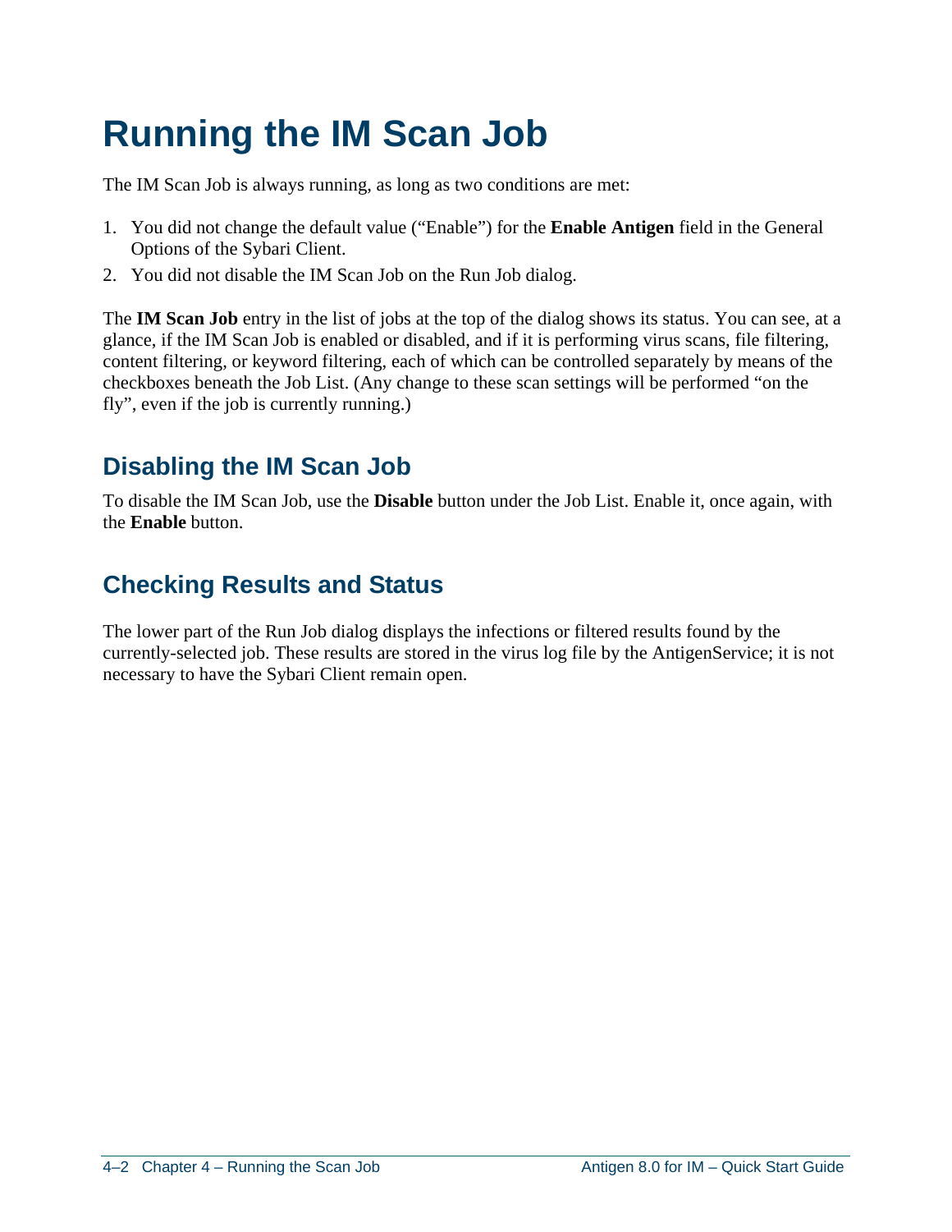# Running the IM Scan Job

The IM Scan Job is always running, as long as two conditions are met:

1. You did not change the default value ("Enable") for the **Enable Antigen** field in the General Options of the Sybari Client.
2. You did not disable the IM Scan Job on the Run Job dialog.

The **IM Scan Job** entry in the list of jobs at the top of the dialog shows its status. You can see, at a glance, if the IM Scan Job is enabled or disabled, and if it is performing virus scans, file filtering, content filtering, or keyword filtering, each of which can be controlled separately by means of the checkboxes beneath the Job List. (Any change to these scan settings will be performed "on the fly", even if the job is currently running.)

## Disabling the IM Scan Job

To disable the IM Scan Job, use the **Disable** button under the Job List. Enable it, once again, with the **Enable** button.

## Checking Results and Status

The lower part of the Run Job dialog displays the infections or filtered results found by the currently-selected job. These results are stored in the virus log file by the AntigenService; it is not necessary to have the Sybari Client remain open.